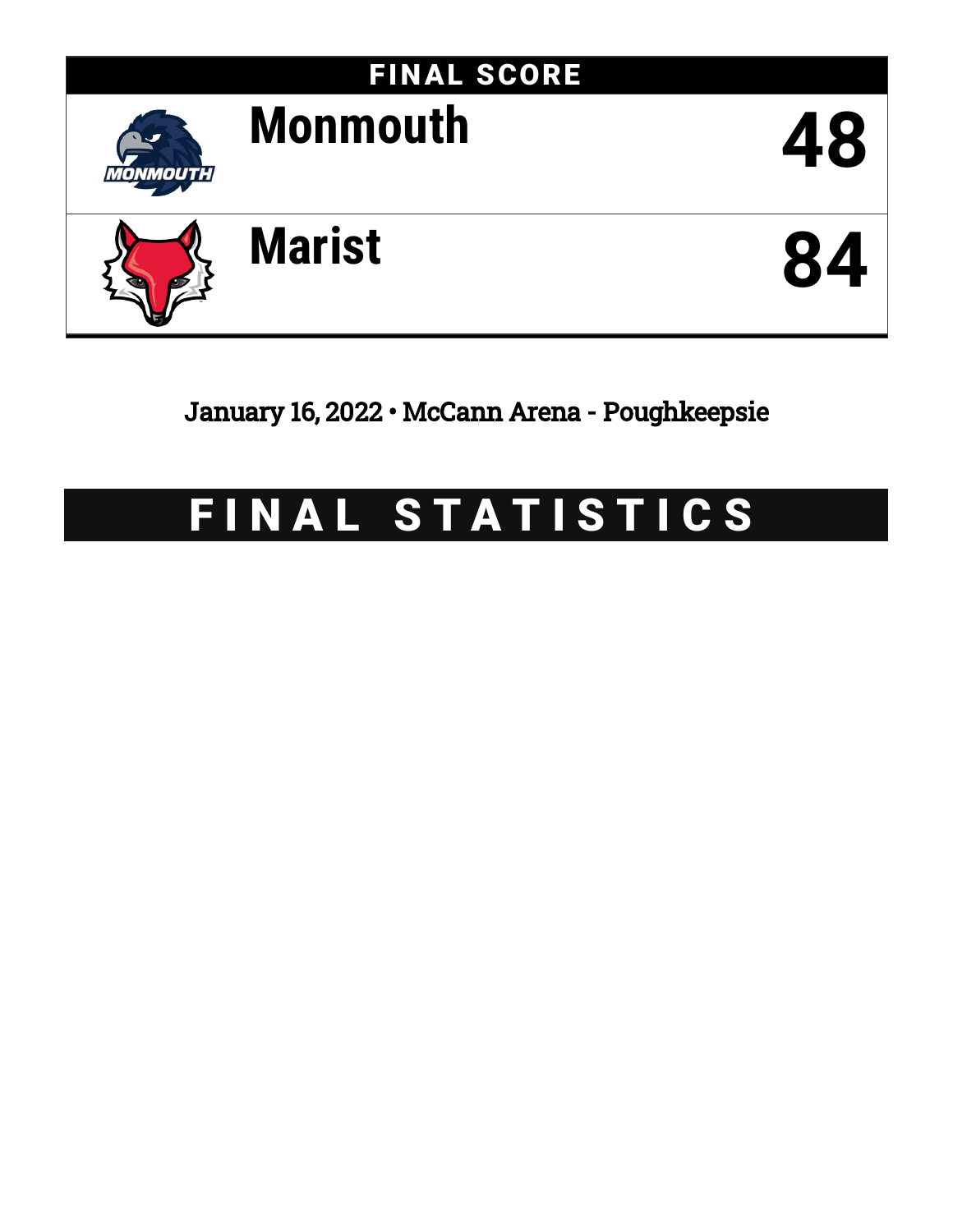## FINAL SCORE

| Team | Score |
| --- | --- |
| Monmouth | 48 |
| Marist | 84 |

January 16, 2022 • McCann Arena - Poughkeepsie

# FINAL STATISTICS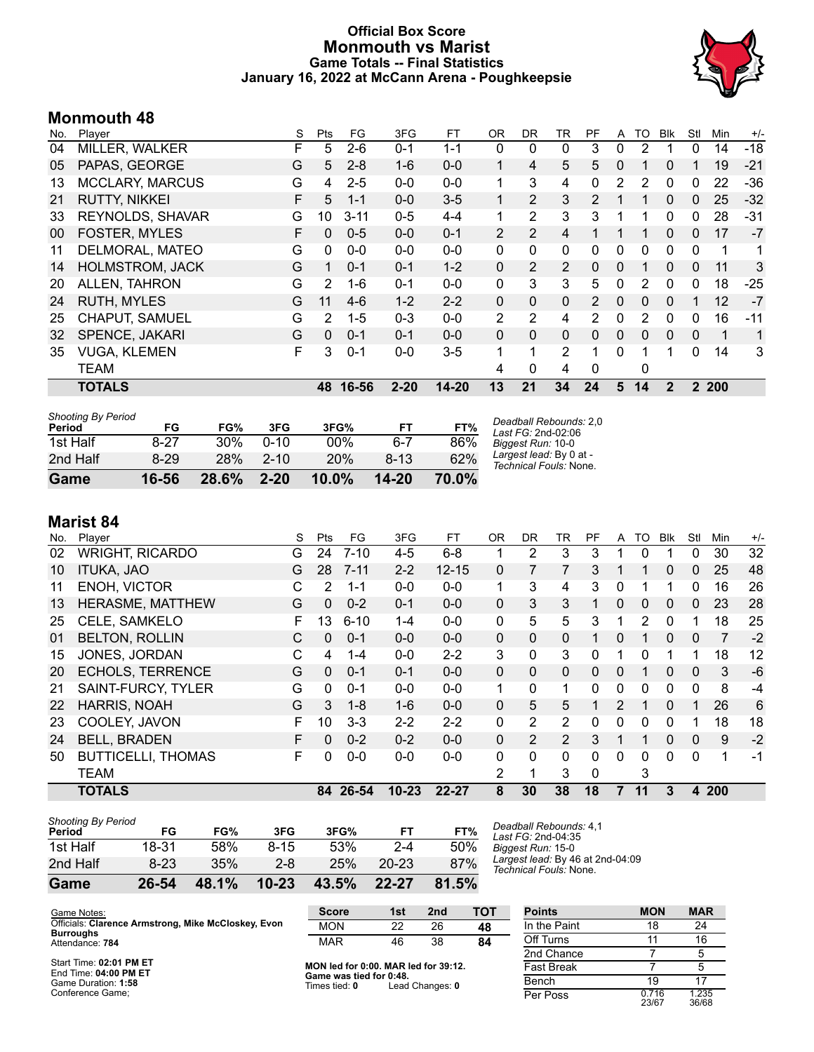# Official Box Score
# Monmouth vs Marist
## Game Totals -- Final Statistics
## January 16, 2022 at McCann Arena - Poughkeepsie

## Monmouth 48

| No. | Player | S | Pts | FG | 3FG | FT | OR | DR | TR | PF | A | TO | Blk | Stl | Min | +/- |
|---|---|---|---|---|---|---|---|---|---|---|---|---|---|---|---|---|
| 04 | MILLER, WALKER | F | 5 | 2-6 | 0-1 | 1-1 | 0 | 0 | 0 | 3 | 0 | 2 | 1 | 0 | 14 | -18 |
| 05 | PAPAS, GEORGE | G | 5 | 2-8 | 1-6 | 0-0 | 1 | 4 | 5 | 5 | 0 | 1 | 0 | 1 | 19 | -21 |
| 13 | MCCLARY, MARCUS | G | 4 | 2-5 | 0-0 | 0-0 | 1 | 3 | 4 | 0 | 2 | 2 | 0 | 0 | 22 | -36 |
| 21 | RUTTY, NIKKEI | F | 5 | 1-1 | 0-0 | 3-5 | 1 | 2 | 3 | 2 | 1 | 1 | 0 | 0 | 25 | -32 |
| 33 | REYNOLDS, SHAVAR | G | 10 | 3-11 | 0-5 | 4-4 | 1 | 2 | 3 | 3 | 1 | 1 | 0 | 0 | 28 | -31 |
| 00 | FOSTER, MYLES | F | 0 | 0-5 | 0-0 | 0-1 | 2 | 2 | 4 | 1 | 1 | 1 | 0 | 0 | 17 | -7 |
| 11 | DELMORAL, MATEO | G | 0 | 0-0 | 0-0 | 0-0 | 0 | 0 | 0 | 0 | 0 | 0 | 0 | 0 | 1 | 1 |
| 14 | HOLMSTROM, JACK | G | 1 | 0-1 | 0-1 | 1-2 | 0 | 2 | 2 | 0 | 0 | 1 | 0 | 0 | 11 | 3 |
| 20 | ALLEN, TAHRON | G | 2 | 1-6 | 0-1 | 0-0 | 0 | 3 | 3 | 5 | 0 | 2 | 0 | 0 | 18 | -25 |
| 24 | RUTH, MYLES | G | 11 | 4-6 | 1-2 | 2-2 | 0 | 0 | 0 | 2 | 0 | 0 | 0 | 1 | 12 | -7 |
| 25 | CHAPUT, SAMUEL | G | 2 | 1-5 | 0-3 | 0-0 | 2 | 2 | 4 | 2 | 0 | 2 | 0 | 0 | 16 | -11 |
| 32 | SPENCE, JAKARI | G | 0 | 0-1 | 0-1 | 0-0 | 0 | 0 | 0 | 0 | 0 | 0 | 0 | 0 | 1 | 1 |
| 35 | VUGA, KLEMEN | F | 3 | 0-1 | 0-0 | 3-5 | 1 | 1 | 2 | 1 | 0 | 1 | 1 | 0 | 14 | 3 |
| | TEAM | | | | | | 4 | 0 | 4 | 0 | | 0 | | | | |
| | **TOTALS** | | **48** | **16-56** | **2-20** | **14-20** | **13** | **21** | **34** | **24** | **5** | **14** | **2** | **2** | **200** | |

*Shooting By Period*

| Period | FG | FG% | 3FG | 3FG% | FT | FT% |
|---|---|---|---|---|---|---|
| 1st Half | 8-27 | 30% | 0-10 | 00% | 6-7 | 86% |
| 2nd Half | 8-29 | 28% | 2-10 | 20% | 8-13 | 62% |
| **Game** | **16-56** | **28.6%** | **2-20** | **10.0%** | **14-20** | **70.0%** |

*Deadball Rebounds:* 2,0
*Last FG:* 2nd-02:06
*Biggest Run:* 10-0
*Largest lead:* By 0 at -
*Technical Fouls:* None.

## Marist 84

| No. | Player | S | Pts | FG | 3FG | FT | OR | DR | TR | PF | A | TO | Blk | Stl | Min | +/- |
|---|---|---|---|---|---|---|---|---|---|---|---|---|---|---|---|---|
| 02 | WRIGHT, RICARDO | G | 24 | 7-10 | 4-5 | 6-8 | 1 | 2 | 3 | 3 | 1 | 0 | 1 | 0 | 30 | 32 |
| 10 | ITUKA, JAO | G | 28 | 7-11 | 2-2 | 12-15 | 0 | 7 | 7 | 3 | 1 | 1 | 0 | 0 | 25 | 48 |
| 11 | ENOH, VICTOR | C | 2 | 1-1 | 0-0 | 0-0 | 1 | 3 | 4 | 3 | 0 | 1 | 1 | 0 | 16 | 26 |
| 13 | HERASME, MATTHEW | G | 0 | 0-2 | 0-1 | 0-0 | 0 | 3 | 3 | 1 | 0 | 0 | 0 | 0 | 23 | 28 |
| 25 | CELE, SAMKELO | F | 13 | 6-10 | 1-4 | 0-0 | 0 | 5 | 5 | 3 | 1 | 2 | 0 | 1 | 18 | 25 |
| 01 | BELTON, ROLLIN | C | 0 | 0-1 | 0-0 | 0-0 | 0 | 0 | 0 | 1 | 0 | 1 | 0 | 0 | 7 | -2 |
| 15 | JONES, JORDAN | C | 4 | 1-4 | 0-0 | 2-2 | 3 | 0 | 3 | 0 | 1 | 0 | 1 | 1 | 18 | 12 |
| 20 | ECHOLS, TERRENCE | G | 0 | 0-1 | 0-1 | 0-0 | 0 | 0 | 0 | 0 | 0 | 1 | 0 | 0 | 3 | -6 |
| 21 | SAINT-FURCY, TYLER | G | 0 | 0-1 | 0-0 | 0-0 | 1 | 0 | 1 | 0 | 0 | 0 | 0 | 0 | 8 | -4 |
| 22 | HARRIS, NOAH | G | 3 | 1-8 | 1-6 | 0-0 | 0 | 5 | 5 | 1 | 2 | 1 | 0 | 1 | 26 | 6 |
| 23 | COOLEY, JAVON | F | 10 | 3-3 | 2-2 | 2-2 | 0 | 2 | 2 | 0 | 0 | 0 | 0 | 1 | 18 | 18 |
| 24 | BELL, BRADEN | F | 0 | 0-2 | 0-2 | 0-0 | 0 | 2 | 2 | 3 | 1 | 1 | 0 | 0 | 9 | -2 |
| 50 | BUTTICELLI, THOMAS | F | 0 | 0-0 | 0-0 | 0-0 | 0 | 0 | 0 | 0 | 0 | 0 | 0 | 0 | 1 | -1 |
| | TEAM | | | | | | 2 | 1 | 3 | 0 | | 3 | | | | |
| | **TOTALS** | | **84** | **26-54** | **10-23** | **22-27** | **8** | **30** | **38** | **18** | **7** | **11** | **3** | **4** | **200** | |

*Shooting By Period*

| Period | FG | FG% | 3FG | 3FG% | FT | FT% |
|---|---|---|---|---|---|---|
| 1st Half | 18-31 | 58% | 8-15 | 53% | 2-4 | 50% |
| 2nd Half | 8-23 | 35% | 2-8 | 25% | 20-23 | 87% |
| **Game** | **26-54** | **48.1%** | **10-23** | **43.5%** | **22-27** | **81.5%** |

*Deadball Rebounds:* 4,1
*Last FG:* 2nd-04:35
*Biggest Run:* 15-0
*Largest lead:* By 46 at 2nd-04:09
*Technical Fouls:* None.

Game Notes:
Officials: **Clarence Armstrong, Mike McCloskey, Evon Burroughs**
Attendance: **784**

Start Time: **02:01 PM ET**
End Time: **04:00 PM ET**
Game Duration: **1:58**
Conference Game;

| Score | 1st | 2nd | TOT |
|---|---|---|---|
| MON | 22 | 26 | **48** |
| MAR | 46 | 38 | **84** |

**MON led for 0:00. MAR led for 39:12.**
**Game was tied for 0:48.**
Times tied: **0** Lead Changes: **0**

| Points | MON | MAR |
|---|---|---|
| In the Paint | 18 | 24 |
| Off Turns | 11 | 16 |
| 2nd Chance | 7 | 5 |
| Fast Break | 7 | 5 |
| Bench | 19 | 17 |
| Per Poss | 0.716 23/67 | 1.235 36/68 |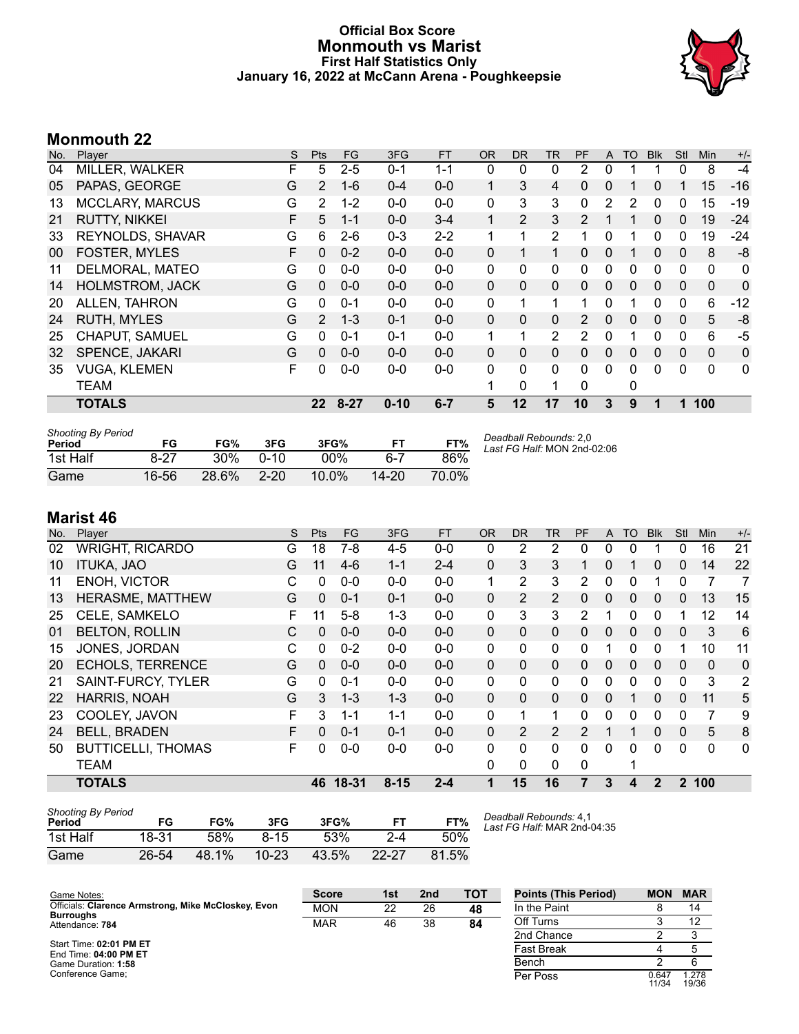# Official Box Score
# Monmouth vs Marist
## First Half Statistics Only
### January 16, 2022 at McCann Arena - Poughkeepsie

## Monmouth 22

| No. | Player | S | Pts | FG | 3FG | FT | OR | DR | TR | PF | A | TO | Blk | Stl | Min | +/- |
|---|---|---|---|---|---|---|---|---|---|---|---|---|---|---|---|---|
| 04 | MILLER, WALKER | F | 5 | 2-5 | 0-1 | 1-1 | 0 | 0 | 0 | 2 | 0 | 1 | 1 | 0 | 8 | -4 |
| 05 | PAPAS, GEORGE | G | 2 | 1-6 | 0-4 | 0-0 | 1 | 3 | 4 | 0 | 0 | 1 | 0 | 1 | 15 | -16 |
| 13 | MCCLARY, MARCUS | G | 2 | 1-2 | 0-0 | 0-0 | 0 | 3 | 3 | 0 | 2 | 2 | 0 | 0 | 15 | -19 |
| 21 | RUTTY, NIKKEI | F | 5 | 1-1 | 0-0 | 3-4 | 1 | 2 | 3 | 2 | 1 | 1 | 0 | 0 | 19 | -24 |
| 33 | REYNOLDS, SHAVAR | G | 6 | 2-6 | 0-3 | 2-2 | 1 | 1 | 2 | 1 | 0 | 1 | 0 | 0 | 19 | -24 |
| 00 | FOSTER, MYLES | F | 0 | 0-2 | 0-0 | 0-0 | 0 | 1 | 1 | 0 | 0 | 1 | 0 | 0 | 8 | -8 |
| 11 | DELMORAL, MATEO | G | 0 | 0-0 | 0-0 | 0-0 | 0 | 0 | 0 | 0 | 0 | 0 | 0 | 0 | 0 | 0 |
| 14 | HOLMSTROM, JACK | G | 0 | 0-0 | 0-0 | 0-0 | 0 | 0 | 0 | 0 | 0 | 0 | 0 | 0 | 0 | 0 |
| 20 | ALLEN, TAHRON | G | 0 | 0-1 | 0-0 | 0-0 | 0 | 1 | 1 | 1 | 0 | 1 | 0 | 0 | 6 | -12 |
| 24 | RUTH, MYLES | G | 2 | 1-3 | 0-1 | 0-0 | 0 | 0 | 0 | 2 | 0 | 0 | 0 | 0 | 5 | -8 |
| 25 | CHAPUT, SAMUEL | G | 0 | 0-1 | 0-1 | 0-0 | 1 | 1 | 2 | 2 | 0 | 1 | 0 | 0 | 6 | -5 |
| 32 | SPENCE, JAKARI | G | 0 | 0-0 | 0-0 | 0-0 | 0 | 0 | 0 | 0 | 0 | 0 | 0 | 0 | 0 | 0 |
| 35 | VUGA, KLEMEN | F | 0 | 0-0 | 0-0 | 0-0 | 0 | 0 | 0 | 0 | 0 | 0 | 0 | 0 | 0 | 0 |
| | TEAM | | | | | | 1 | 0 | 1 | 0 | | 0 | | | | |
| | **TOTALS** | | **22** | **8-27** | **0-10** | **6-7** | **5** | **12** | **17** | **10** | **3** | **9** | **1** | **1** | **100** | |

*Shooting By Period*

| Period | FG | FG% | 3FG | 3FG% | FT | FT% |
|---|---|---|---|---|---|---|
| 1st Half | 8-27 | 30% | 0-10 | 00% | 6-7 | 86% |
| Game | 16-56 | 28.6% | 2-20 | 10.0% | 14-20 | 70.0% |

*Deadball Rebounds:* 2,0
*Last FG Half:* MON 2nd-02:06

## Marist 46

| No. | Player | S | Pts | FG | 3FG | FT | OR | DR | TR | PF | A | TO | Blk | Stl | Min | +/- |
|---|---|---|---|---|---|---|---|---|---|---|---|---|---|---|---|---|
| 02 | WRIGHT, RICARDO | G | 18 | 7-8 | 4-5 | 0-0 | 0 | 2 | 2 | 0 | 0 | 0 | 1 | 0 | 16 | 21 |
| 10 | ITUKA, JAO | G | 11 | 4-6 | 1-1 | 2-4 | 0 | 3 | 3 | 1 | 0 | 1 | 0 | 0 | 14 | 22 |
| 11 | ENOH, VICTOR | C | 0 | 0-0 | 0-0 | 0-0 | 1 | 2 | 3 | 2 | 0 | 0 | 1 | 0 | 7 | 7 |
| 13 | HERASME, MATTHEW | G | 0 | 0-1 | 0-1 | 0-0 | 0 | 2 | 2 | 0 | 0 | 0 | 0 | 0 | 13 | 15 |
| 25 | CELE, SAMKELO | F | 11 | 5-8 | 1-3 | 0-0 | 0 | 3 | 3 | 2 | 1 | 0 | 0 | 1 | 12 | 14 |
| 01 | BELTON, ROLLIN | C | 0 | 0-0 | 0-0 | 0-0 | 0 | 0 | 0 | 0 | 0 | 0 | 0 | 0 | 3 | 6 |
| 15 | JONES, JORDAN | C | 0 | 0-2 | 0-0 | 0-0 | 0 | 0 | 0 | 0 | 1 | 0 | 0 | 1 | 10 | 11 |
| 20 | ECHOLS, TERRENCE | G | 0 | 0-0 | 0-0 | 0-0 | 0 | 0 | 0 | 0 | 0 | 0 | 0 | 0 | 0 | 0 |
| 21 | SAINT-FURCY, TYLER | G | 0 | 0-1 | 0-0 | 0-0 | 0 | 0 | 0 | 0 | 0 | 0 | 0 | 0 | 3 | 2 |
| 22 | HARRIS, NOAH | G | 3 | 1-3 | 1-3 | 0-0 | 0 | 0 | 0 | 0 | 0 | 1 | 0 | 0 | 11 | 5 |
| 23 | COOLEY, JAVON | F | 3 | 1-1 | 1-1 | 0-0 | 0 | 1 | 1 | 0 | 0 | 0 | 0 | 0 | 7 | 9 |
| 24 | BELL, BRADEN | F | 0 | 0-1 | 0-1 | 0-0 | 0 | 2 | 2 | 2 | 1 | 1 | 0 | 0 | 5 | 8 |
| 50 | BUTTICELLI, THOMAS | F | 0 | 0-0 | 0-0 | 0-0 | 0 | 0 | 0 | 0 | 0 | 0 | 0 | 0 | 0 | 0 |
| | TEAM | | | | | | 0 | 0 | 0 | 0 | | 1 | | | | |
| | **TOTALS** | | **46** | **18-31** | **8-15** | **2-4** | **1** | **15** | **16** | **7** | **3** | **4** | **2** | **2** | **100** | |

*Shooting By Period*

| Period | FG | FG% | 3FG | 3FG% | FT | FT% |
|---|---|---|---|---|---|---|
| 1st Half | 18-31 | 58% | 8-15 | 53% | 2-4 | 50% |
| Game | 26-54 | 48.1% | 10-23 | 43.5% | 22-27 | 81.5% |

*Deadball Rebounds:* 4,1
*Last FG Half:* MAR 2nd-04:35

Game Notes:
Officials: **Clarence Armstrong, Mike McCloskey, Evon Burroughs**
Attendance: **784**

Start Time: **02:01 PM ET**
End Time: **04:00 PM ET**
Game Duration: **1:58**
Conference Game;

| Score | 1st | 2nd | TOT |
|---|---|---|---|
| MON | 22 | 26 | **48** |
| MAR | 46 | 38 | **84** |

| Points (This Period) | MON | MAR |
|---|---|---|
| In the Paint | 8 | 14 |
| Off Turns | 3 | 12 |
| 2nd Chance | 2 | 3 |
| Fast Break | 4 | 5 |
| Bench | 2 | 6 |
| Per Poss | 0.647 11/34 | 1.278 19/36 |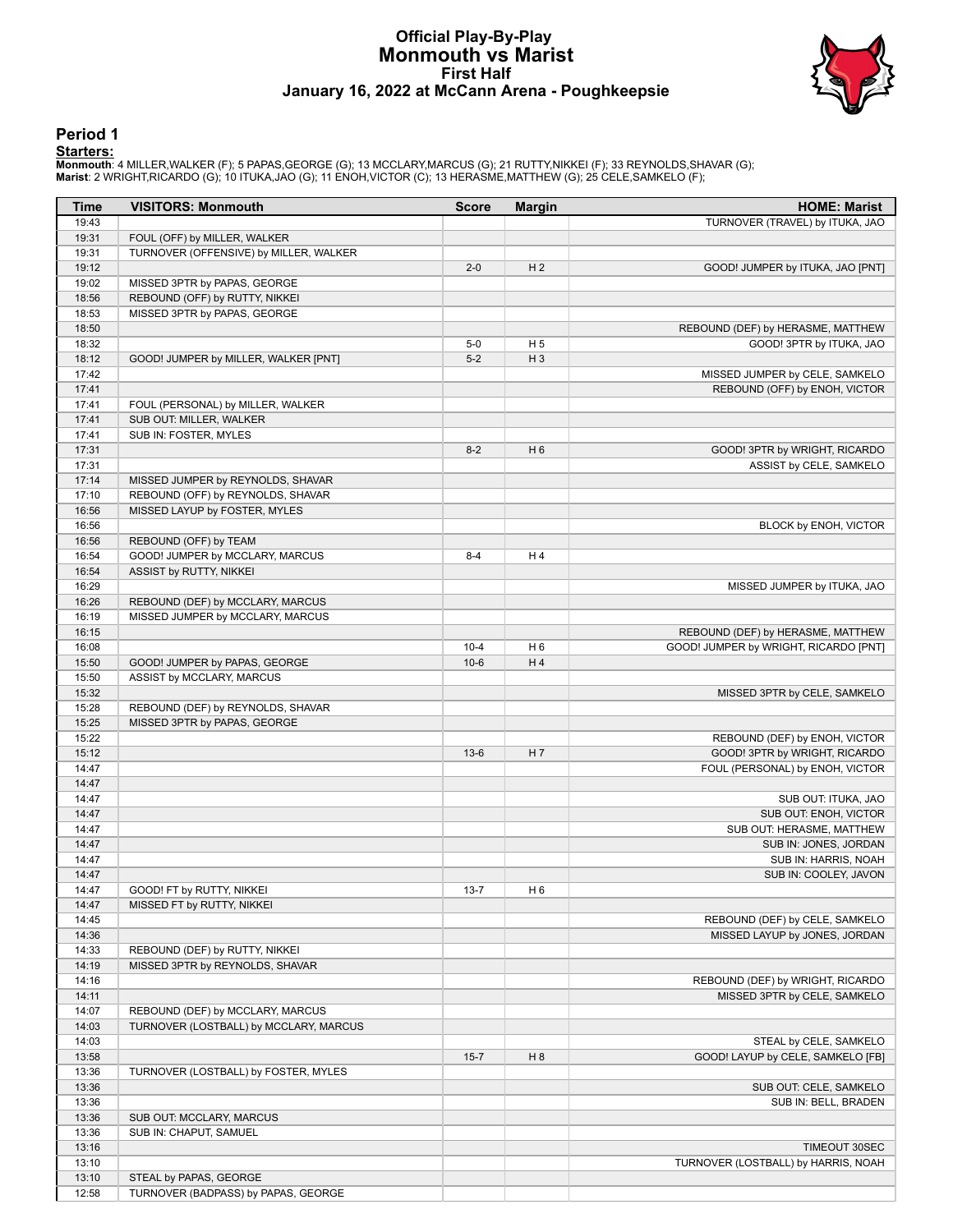# Official Play-By-Play
## Monmouth vs Marist
### First Half
### January 16, 2022 at McCann Arena - Poughkeepsie

## Period 1

**Starters:**

**Monmouth**: 4 MILLER,WALKER (F); 5 PAPAS,GEORGE (G); 13 MCCLARY,MARCUS (G); 21 RUTTY,NIKKEI (F); 33 REYNOLDS,SHAVAR (G);
**Marist**: 2 WRIGHT,RICARDO (G); 10 ITUKA,JAO (G); 11 ENOH,VICTOR (C); 13 HERASME,MATTHEW (G); 25 CELE,SAMKELO (F);

| Time | VISITORS: Monmouth | Score | Margin | HOME: Marist |
|---|---|---|---|---|
| 19:43 | | | | TURNOVER (TRAVEL) by ITUKA, JAO |
| 19:31 | FOUL (OFF) by MILLER, WALKER | | | |
| 19:31 | TURNOVER (OFFENSIVE) by MILLER, WALKER | | | |
| 19:12 | | 2-0 | H 2 | GOOD! JUMPER by ITUKA, JAO [PNT] |
| 19:02 | MISSED 3PTR by PAPAS, GEORGE | | | |
| 18:56 | REBOUND (OFF) by RUTTY, NIKKEI | | | |
| 18:53 | MISSED 3PTR by PAPAS, GEORGE | | | |
| 18:50 | | | | REBOUND (DEF) by HERASME, MATTHEW |
| 18:32 | | 5-0 | H 5 | GOOD! 3PTR by ITUKA, JAO |
| 18:12 | GOOD! JUMPER by MILLER, WALKER [PNT] | 5-2 | H 3 | |
| 17:42 | | | | MISSED JUMPER by CELE, SAMKELO |
| 17:41 | | | | REBOUND (OFF) by ENOH, VICTOR |
| 17:41 | FOUL (PERSONAL) by MILLER, WALKER | | | |
| 17:41 | SUB OUT: MILLER, WALKER | | | |
| 17:41 | SUB IN: FOSTER, MYLES | | | |
| 17:31 | | 8-2 | H 6 | GOOD! 3PTR by WRIGHT, RICARDO |
| 17:31 | | | | ASSIST by CELE, SAMKELO |
| 17:14 | MISSED JUMPER by REYNOLDS, SHAVAR | | | |
| 17:10 | REBOUND (OFF) by REYNOLDS, SHAVAR | | | |
| 16:56 | MISSED LAYUP by FOSTER, MYLES | | | |
| 16:56 | | | | BLOCK by ENOH, VICTOR |
| 16:56 | REBOUND (OFF) by TEAM | | | |
| 16:54 | GOOD! JUMPER by MCCLARY, MARCUS | 8-4 | H 4 | |
| 16:54 | ASSIST by RUTTY, NIKKEI | | | |
| 16:29 | | | | MISSED JUMPER by ITUKA, JAO |
| 16:26 | REBOUND (DEF) by MCCLARY, MARCUS | | | |
| 16:19 | MISSED JUMPER by MCCLARY, MARCUS | | | |
| 16:15 | | | | REBOUND (DEF) by HERASME, MATTHEW |
| 16:08 | | 10-4 | H 6 | GOOD! JUMPER by WRIGHT, RICARDO [PNT] |
| 15:50 | GOOD! JUMPER by PAPAS, GEORGE | 10-6 | H 4 | |
| 15:50 | ASSIST by MCCLARY, MARCUS | | | |
| 15:32 | | | | MISSED 3PTR by CELE, SAMKELO |
| 15:28 | REBOUND (DEF) by REYNOLDS, SHAVAR | | | |
| 15:25 | MISSED 3PTR by PAPAS, GEORGE | | | |
| 15:22 | | | | REBOUND (DEF) by ENOH, VICTOR |
| 15:12 | | 13-6 | H 7 | GOOD! 3PTR by WRIGHT, RICARDO |
| 14:47 | | | | FOUL (PERSONAL) by ENOH, VICTOR |
| 14:47 | | | | |
| 14:47 | | | | SUB OUT: ITUKA, JAO |
| 14:47 | | | | SUB OUT: ENOH, VICTOR |
| 14:47 | | | | SUB OUT: HERASME, MATTHEW |
| 14:47 | | | | SUB IN: JONES, JORDAN |
| 14:47 | | | | SUB IN: HARRIS, NOAH |
| 14:47 | | | | SUB IN: COOLEY, JAVON |
| 14:47 | GOOD! FT by RUTTY, NIKKEI | 13-7 | H 6 | |
| 14:47 | MISSED FT by RUTTY, NIKKEI | | | |
| 14:45 | | | | REBOUND (DEF) by CELE, SAMKELO |
| 14:36 | | | | MISSED LAYUP by JONES, JORDAN |
| 14:33 | REBOUND (DEF) by RUTTY, NIKKEI | | | |
| 14:19 | MISSED 3PTR by REYNOLDS, SHAVAR | | | |
| 14:16 | | | | REBOUND (DEF) by WRIGHT, RICARDO |
| 14:11 | | | | MISSED 3PTR by CELE, SAMKELO |
| 14:07 | REBOUND (DEF) by MCCLARY, MARCUS | | | |
| 14:03 | TURNOVER (LOSTBALL) by MCCLARY, MARCUS | | | |
| 14:03 | | | | STEAL by CELE, SAMKELO |
| 13:58 | | 15-7 | H 8 | GOOD! LAYUP by CELE, SAMKELO [FB] |
| 13:36 | TURNOVER (LOSTBALL) by FOSTER, MYLES | | | |
| 13:36 | | | | SUB OUT: CELE, SAMKELO |
| 13:36 | | | | SUB IN: BELL, BRADEN |
| 13:36 | SUB OUT: MCCLARY, MARCUS | | | |
| 13:36 | SUB IN: CHAPUT, SAMUEL | | | |
| 13:16 | | | | TIMEOUT 30SEC |
| 13:10 | | | | TURNOVER (LOSTBALL) by HARRIS, NOAH |
| 13:10 | STEAL by PAPAS, GEORGE | | | |
| 12:58 | TURNOVER (BADPASS) by PAPAS, GEORGE | | | |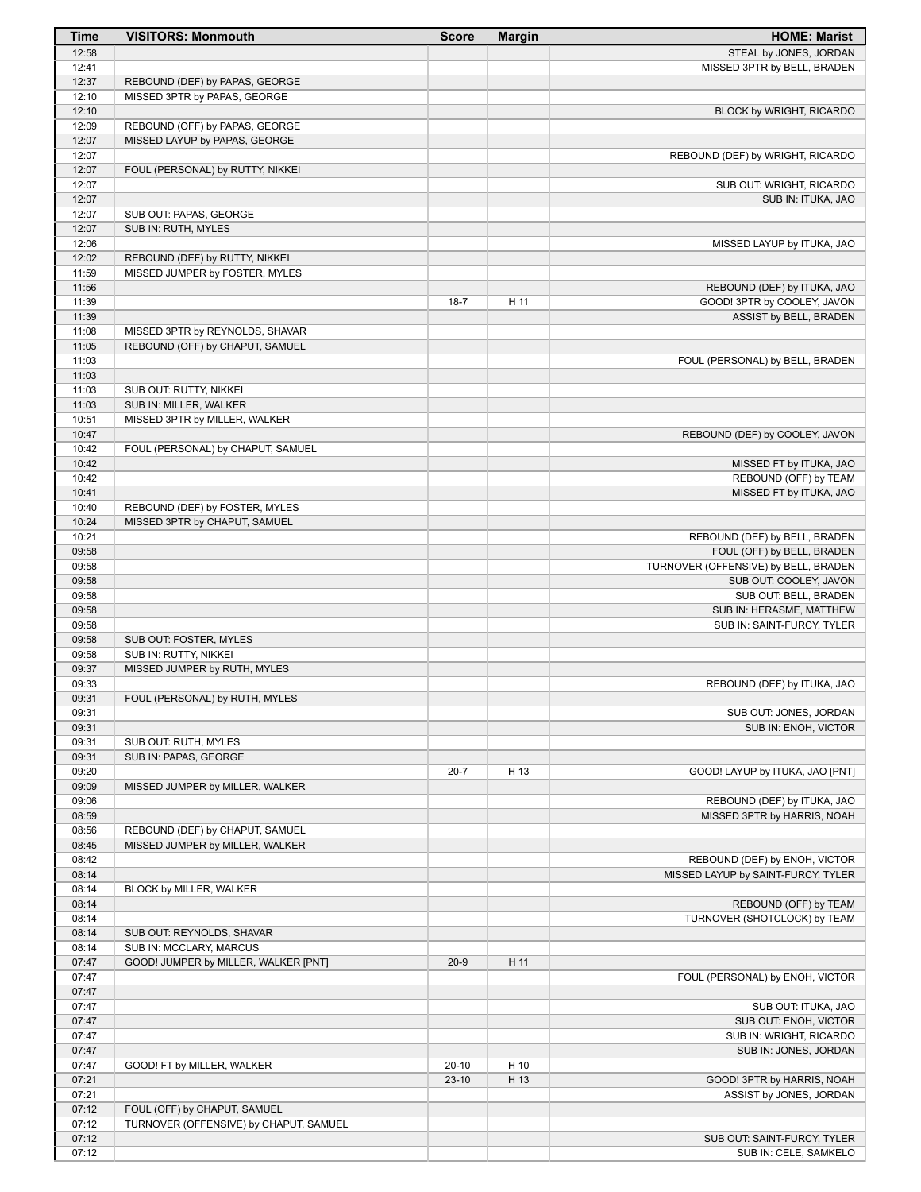| Time | VISITORS: Monmouth | Score | Margin | HOME: Marist |
|---|---|---|---|---|
| 12:58 | | | | STEAL by JONES, JORDAN |
| 12:41 | | | | MISSED 3PTR by BELL, BRADEN |
| 12:37 | REBOUND (DEF) by PAPAS, GEORGE | | | |
| 12:10 | MISSED 3PTR by PAPAS, GEORGE | | | |
| 12:10 | | | | BLOCK by WRIGHT, RICARDO |
| 12:09 | REBOUND (OFF) by PAPAS, GEORGE | | | |
| 12:07 | MISSED LAYUP by PAPAS, GEORGE | | | |
| 12:07 | | | | REBOUND (DEF) by WRIGHT, RICARDO |
| 12:07 | FOUL (PERSONAL) by RUTTY, NIKKEI | | | |
| 12:07 | | | | SUB OUT: WRIGHT, RICARDO |
| 12:07 | | | | SUB IN: ITUKA, JAO |
| 12:07 | SUB OUT: PAPAS, GEORGE | | | |
| 12:07 | SUB IN: RUTH, MYLES | | | |
| 12:06 | | | | MISSED LAYUP by ITUKA, JAO |
| 12:02 | REBOUND (DEF) by RUTTY, NIKKEI | | | |
| 11:59 | MISSED JUMPER by FOSTER, MYLES | | | |
| 11:56 | | | | REBOUND (DEF) by ITUKA, JAO |
| 11:39 | | 18-7 | H 11 | GOOD! 3PTR by COOLEY, JAVON |
| 11:39 | | | | ASSIST by BELL, BRADEN |
| 11:08 | MISSED 3PTR by REYNOLDS, SHAVAR | | | |
| 11:05 | REBOUND (OFF) by CHAPUT, SAMUEL | | | |
| 11:03 | | | | FOUL (PERSONAL) by BELL, BRADEN |
| 11:03 | | | | |
| 11:03 | SUB OUT: RUTTY, NIKKEI | | | |
| 11:03 | SUB IN: MILLER, WALKER | | | |
| 10:51 | MISSED 3PTR by MILLER, WALKER | | | |
| 10:47 | | | | REBOUND (DEF) by COOLEY, JAVON |
| 10:42 | FOUL (PERSONAL) by CHAPUT, SAMUEL | | | |
| 10:42 | | | | MISSED FT by ITUKA, JAO |
| 10:42 | | | | REBOUND (OFF) by TEAM |
| 10:41 | | | | MISSED FT by ITUKA, JAO |
| 10:40 | REBOUND (DEF) by FOSTER, MYLES | | | |
| 10:24 | MISSED 3PTR by CHAPUT, SAMUEL | | | |
| 10:21 | | | | REBOUND (DEF) by BELL, BRADEN |
| 09:58 | | | | FOUL (OFF) by BELL, BRADEN |
| 09:58 | | | | TURNOVER (OFFENSIVE) by BELL, BRADEN |
| 09:58 | | | | SUB OUT: COOLEY, JAVON |
| 09:58 | | | | SUB OUT: BELL, BRADEN |
| 09:58 | | | | SUB IN: HERASME, MATTHEW |
| 09:58 | | | | SUB IN: SAINT-FURCY, TYLER |
| 09:58 | SUB OUT: FOSTER, MYLES | | | |
| 09:58 | SUB IN: RUTTY, NIKKEI | | | |
| 09:37 | MISSED JUMPER by RUTH, MYLES | | | |
| 09:33 | | | | REBOUND (DEF) by ITUKA, JAO |
| 09:31 | FOUL (PERSONAL) by RUTH, MYLES | | | |
| 09:31 | | | | SUB OUT: JONES, JORDAN |
| 09:31 | | | | SUB IN: ENOH, VICTOR |
| 09:31 | SUB OUT: RUTH, MYLES | | | |
| 09:31 | SUB IN: PAPAS, GEORGE | | | |
| 09:20 | | 20-7 | H 13 | GOOD! LAYUP by ITUKA, JAO [PNT] |
| 09:09 | MISSED JUMPER by MILLER, WALKER | | | |
| 09:06 | | | | REBOUND (DEF) by ITUKA, JAO |
| 08:59 | | | | MISSED 3PTR by HARRIS, NOAH |
| 08:56 | REBOUND (DEF) by CHAPUT, SAMUEL | | | |
| 08:45 | MISSED JUMPER by MILLER, WALKER | | | |
| 08:42 | | | | REBOUND (DEF) by ENOH, VICTOR |
| 08:14 | | | | MISSED LAYUP by SAINT-FURCY, TYLER |
| 08:14 | BLOCK by MILLER, WALKER | | | |
| 08:14 | | | | REBOUND (OFF) by TEAM |
| 08:14 | | | | TURNOVER (SHOTCLOCK) by TEAM |
| 08:14 | SUB OUT: REYNOLDS, SHAVAR | | | |
| 08:14 | SUB IN: MCCLARY, MARCUS | | | |
| 07:47 | GOOD! JUMPER by MILLER, WALKER [PNT] | 20-9 | H 11 | |
| 07:47 | | | | FOUL (PERSONAL) by ENOH, VICTOR |
| 07:47 | | | | |
| 07:47 | | | | SUB OUT: ITUKA, JAO |
| 07:47 | | | | SUB OUT: ENOH, VICTOR |
| 07:47 | | | | SUB IN: WRIGHT, RICARDO |
| 07:47 | | | | SUB IN: JONES, JORDAN |
| 07:47 | GOOD! FT by MILLER, WALKER | 20-10 | H 10 | |
| 07:21 | | 23-10 | H 13 | GOOD! 3PTR by HARRIS, NOAH |
| 07:21 | | | | ASSIST by JONES, JORDAN |
| 07:12 | FOUL (OFF) by CHAPUT, SAMUEL | | | |
| 07:12 | TURNOVER (OFFENSIVE) by CHAPUT, SAMUEL | | | |
| 07:12 | | | | SUB OUT: SAINT-FURCY, TYLER |
| 07:12 | | | | SUB IN: CELE, SAMKELO |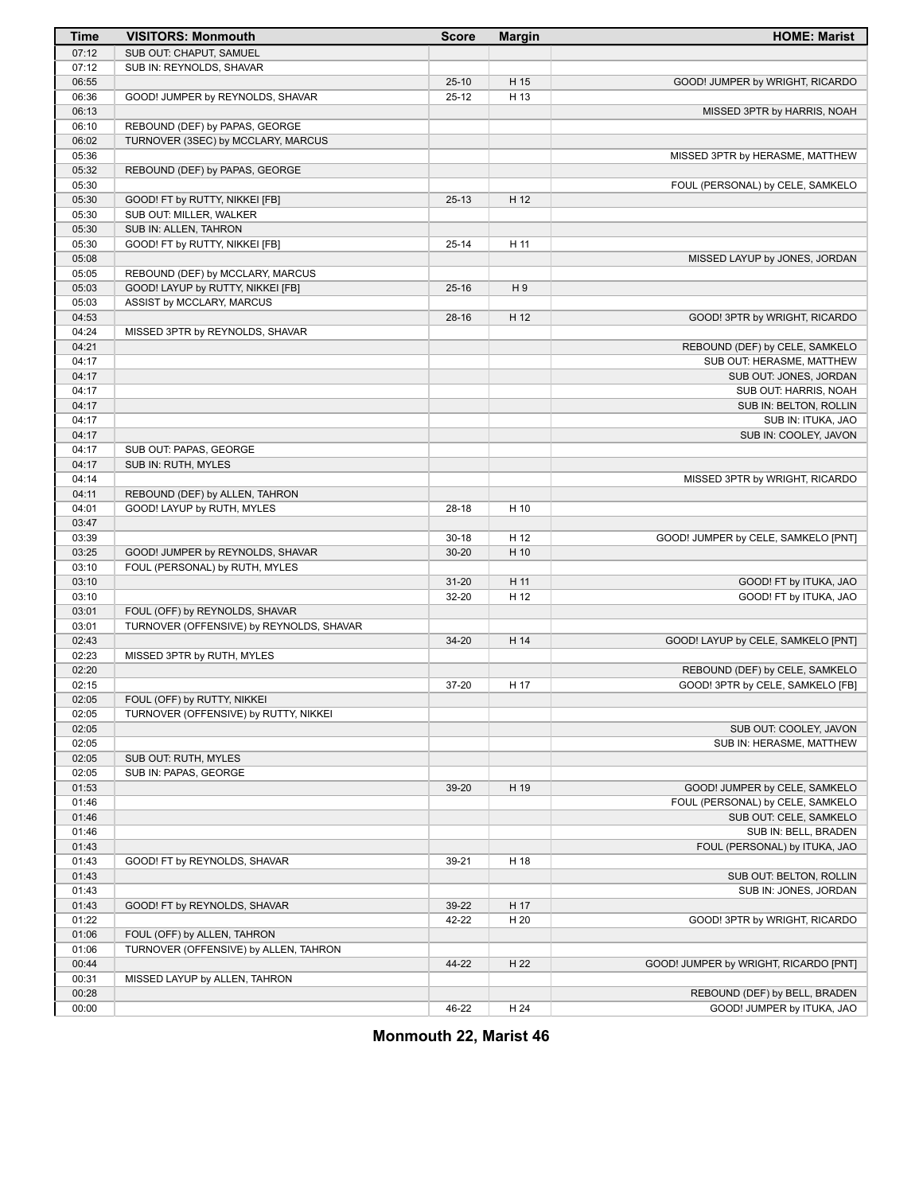| Time | VISITORS: Monmouth | Score | Margin | HOME: Marist |
|---|---|---|---|---|
| 07:12 | SUB OUT: CHAPUT, SAMUEL | | | |
| 07:12 | SUB IN: REYNOLDS, SHAVAR | | | |
| 06:55 | | 25-10 | H 15 | GOOD! JUMPER by WRIGHT, RICARDO |
| 06:36 | GOOD! JUMPER by REYNOLDS, SHAVAR | 25-12 | H 13 | |
| 06:13 | | | | MISSED 3PTR by HARRIS, NOAH |
| 06:10 | REBOUND (DEF) by PAPAS, GEORGE | | | |
| 06:02 | TURNOVER (3SEC) by MCCLARY, MARCUS | | | |
| 05:36 | | | | MISSED 3PTR by HERASME, MATTHEW |
| 05:32 | REBOUND (DEF) by PAPAS, GEORGE | | | |
| 05:30 | | | | FOUL (PERSONAL) by CELE, SAMKELO |
| 05:30 | GOOD! FT by RUTTY, NIKKEI [FB] | 25-13 | H 12 | |
| 05:30 | SUB OUT: MILLER, WALKER | | | |
| 05:30 | SUB IN: ALLEN, TAHRON | | | |
| 05:30 | GOOD! FT by RUTTY, NIKKEI [FB] | 25-14 | H 11 | |
| 05:08 | | | | MISSED LAYUP by JONES, JORDAN |
| 05:05 | REBOUND (DEF) by MCCLARY, MARCUS | | | |
| 05:03 | GOOD! LAYUP by RUTTY, NIKKEI [FB] | 25-16 | H 9 | |
| 05:03 | ASSIST by MCCLARY, MARCUS | | | |
| 04:53 | | 28-16 | H 12 | GOOD! 3PTR by WRIGHT, RICARDO |
| 04:24 | MISSED 3PTR by REYNOLDS, SHAVAR | | | |
| 04:21 | | | | REBOUND (DEF) by CELE, SAMKELO |
| 04:17 | | | | SUB OUT: HERASME, MATTHEW |
| 04:17 | | | | SUB OUT: JONES, JORDAN |
| 04:17 | | | | SUB OUT: HARRIS, NOAH |
| 04:17 | | | | SUB IN: BELTON, ROLLIN |
| 04:17 | | | | SUB IN: ITUKA, JAO |
| 04:17 | | | | SUB IN: COOLEY, JAVON |
| 04:17 | SUB OUT: PAPAS, GEORGE | | | |
| 04:17 | SUB IN: RUTH, MYLES | | | |
| 04:14 | | | | MISSED 3PTR by WRIGHT, RICARDO |
| 04:11 | REBOUND (DEF) by ALLEN, TAHRON | | | |
| 04:01 | GOOD! LAYUP by RUTH, MYLES | 28-18 | H 10 | |
| 03:47 | | | | |
| 03:39 | | 30-18 | H 12 | GOOD! JUMPER by CELE, SAMKELO [PNT] |
| 03:25 | GOOD! JUMPER by REYNOLDS, SHAVAR | 30-20 | H 10 | |
| 03:10 | FOUL (PERSONAL) by RUTH, MYLES | | | |
| 03:10 | | 31-20 | H 11 | GOOD! FT by ITUKA, JAO |
| 03:10 | | 32-20 | H 12 | GOOD! FT by ITUKA, JAO |
| 03:01 | FOUL (OFF) by REYNOLDS, SHAVAR | | | |
| 03:01 | TURNOVER (OFFENSIVE) by REYNOLDS, SHAVAR | | | |
| 02:43 | | 34-20 | H 14 | GOOD! LAYUP by CELE, SAMKELO [PNT] |
| 02:23 | MISSED 3PTR by RUTH, MYLES | | | |
| 02:20 | | | | REBOUND (DEF) by CELE, SAMKELO |
| 02:15 | | 37-20 | H 17 | GOOD! 3PTR by CELE, SAMKELO [FB] |
| 02:05 | FOUL (OFF) by RUTTY, NIKKEI | | | |
| 02:05 | TURNOVER (OFFENSIVE) by RUTTY, NIKKEI | | | |
| 02:05 | | | | SUB OUT: COOLEY, JAVON |
| 02:05 | | | | SUB IN: HERASME, MATTHEW |
| 02:05 | SUB OUT: RUTH, MYLES | | | |
| 02:05 | SUB IN: PAPAS, GEORGE | | | |
| 01:53 | | 39-20 | H 19 | GOOD! JUMPER by CELE, SAMKELO |
| 01:46 | | | | FOUL (PERSONAL) by CELE, SAMKELO |
| 01:46 | | | | SUB OUT: CELE, SAMKELO |
| 01:46 | | | | SUB IN: BELL, BRADEN |
| 01:43 | | | | FOUL (PERSONAL) by ITUKA, JAO |
| 01:43 | GOOD! FT by REYNOLDS, SHAVAR | 39-21 | H 18 | |
| 01:43 | | | | SUB OUT: BELTON, ROLLIN |
| 01:43 | | | | SUB IN: JONES, JORDAN |
| 01:43 | GOOD! FT by REYNOLDS, SHAVAR | 39-22 | H 17 | |
| 01:22 | | 42-22 | H 20 | GOOD! 3PTR by WRIGHT, RICARDO |
| 01:06 | FOUL (OFF) by ALLEN, TAHRON | | | |
| 01:06 | TURNOVER (OFFENSIVE) by ALLEN, TAHRON | | | |
| 00:44 | | 44-22 | H 22 | GOOD! JUMPER by WRIGHT, RICARDO [PNT] |
| 00:31 | MISSED LAYUP by ALLEN, TAHRON | | | |
| 00:28 | | | | REBOUND (DEF) by BELL, BRADEN |
| 00:00 | | 46-22 | H 24 | GOOD! JUMPER by ITUKA, JAO |

**Monmouth 22, Marist 46**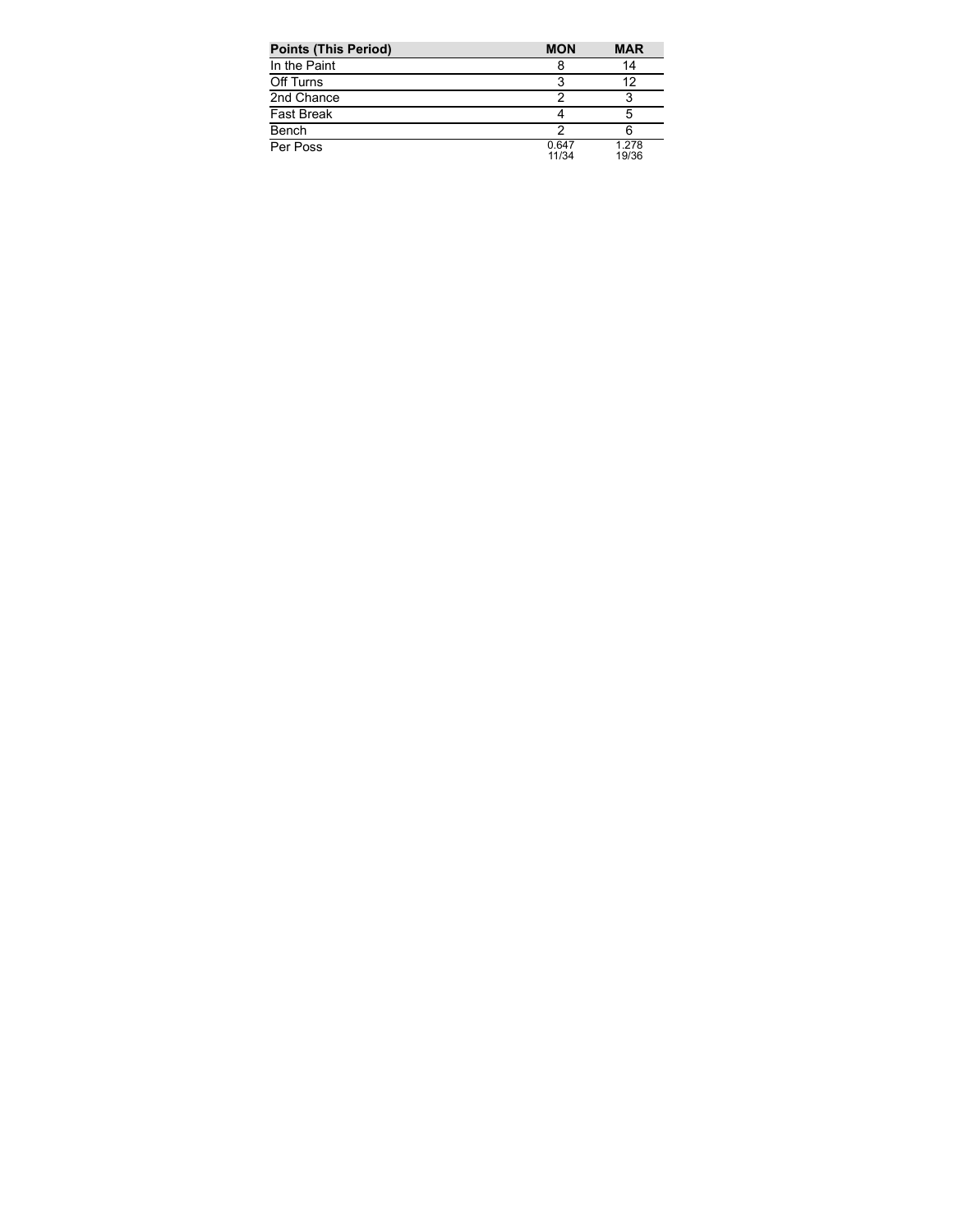| Points (This Period) | MON | MAR |
| --- | --- | --- |
| In the Paint | 8 | 14 |
| Off Turns | 3 | 12 |
| 2nd Chance | 2 | 3 |
| Fast Break | 4 | 5 |
| Bench | 2 | 6 |
| Per Poss | 0.647 11/34 | 1.278 19/36 |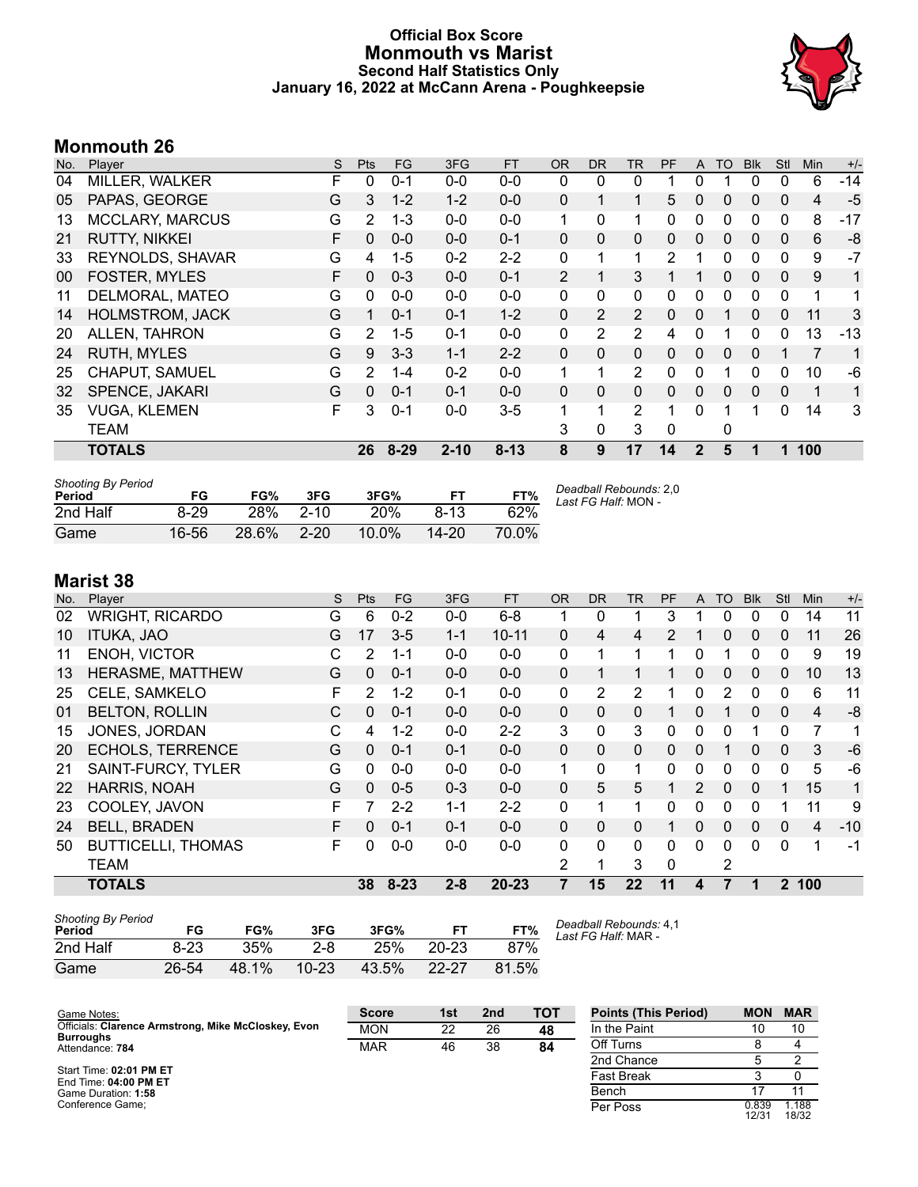# Official Box Score
# Monmouth vs Marist
## Second Half Statistics Only
### January 16, 2022 at McCann Arena - Poughkeepsie

## Monmouth 26

| No. | Player | S | Pts | FG | 3FG | FT | OR | DR | TR | PF | A | TO | Blk | Stl | Min | +/- |
|---|---|---|---|---|---|---|---|---|---|---|---|---|---|---|---|---|
| 04 | MILLER, WALKER | F | 0 | 0-1 | 0-0 | 0-0 | 0 | 0 | 0 | 1 | 0 | 1 | 0 | 0 | 6 | -14 |
| 05 | PAPAS, GEORGE | G | 3 | 1-2 | 1-2 | 0-0 | 0 | 1 | 1 | 5 | 0 | 0 | 0 | 0 | 4 | -5 |
| 13 | MCCLARY, MARCUS | G | 2 | 1-3 | 0-0 | 0-0 | 1 | 0 | 1 | 0 | 0 | 0 | 0 | 0 | 8 | -17 |
| 21 | RUTTY, NIKKEI | F | 0 | 0-0 | 0-0 | 0-1 | 0 | 0 | 0 | 0 | 0 | 0 | 0 | 0 | 6 | -8 |
| 33 | REYNOLDS, SHAVAR | G | 4 | 1-5 | 0-2 | 2-2 | 0 | 1 | 1 | 2 | 1 | 0 | 0 | 0 | 9 | -7 |
| 00 | FOSTER, MYLES | F | 0 | 0-3 | 0-0 | 0-1 | 2 | 1 | 3 | 1 | 1 | 0 | 0 | 0 | 9 | 1 |
| 11 | DELMORAL, MATEO | G | 0 | 0-0 | 0-0 | 0-0 | 0 | 0 | 0 | 0 | 0 | 0 | 0 | 0 | 1 | 1 |
| 14 | HOLMSTROM, JACK | G | 1 | 0-1 | 0-1 | 1-2 | 0 | 2 | 2 | 0 | 0 | 1 | 0 | 0 | 11 | 3 |
| 20 | ALLEN, TAHRON | G | 2 | 1-5 | 0-1 | 0-0 | 0 | 2 | 2 | 4 | 0 | 1 | 0 | 0 | 13 | -13 |
| 24 | RUTH, MYLES | G | 9 | 3-3 | 1-1 | 2-2 | 0 | 0 | 0 | 0 | 0 | 0 | 0 | 1 | 7 | 1 |
| 25 | CHAPUT, SAMUEL | G | 2 | 1-4 | 0-2 | 0-0 | 1 | 1 | 2 | 0 | 0 | 1 | 0 | 0 | 10 | -6 |
| 32 | SPENCE, JAKARI | G | 0 | 0-1 | 0-1 | 0-0 | 0 | 0 | 0 | 0 | 0 | 0 | 0 | 0 | 1 | 1 |
| 35 | VUGA, KLEMEN | F | 3 | 0-1 | 0-0 | 3-5 | 1 | 1 | 2 | 1 | 0 | 1 | 1 | 0 | 14 | 3 |
| | TEAM | | | | | | 3 | 0 | 3 | 0 | | 0 | | | | |
| | **TOTALS** | | **26** | **8-29** | **2-10** | **8-13** | **8** | **9** | **17** | **14** | **2** | **5** | **1** | **1** | **100** | |

| Shooting By Period Period | FG | FG% | 3FG | 3FG% | FT | FT% |
|---|---|---|---|---|---|---|
| 2nd Half | 8-29 | 28% | 2-10 | 20% | 8-13 | 62% |
| Game | 16-56 | 28.6% | 2-20 | 10.0% | 14-20 | 70.0% |

*Deadball Rebounds:* 2,0
*Last FG Half:* MON -

## Marist 38

| No. | Player | S | Pts | FG | 3FG | FT | OR | DR | TR | PF | A | TO | Blk | Stl | Min | +/- |
|---|---|---|---|---|---|---|---|---|---|---|---|---|---|---|---|---|
| 02 | WRIGHT, RICARDO | G | 6 | 0-2 | 0-0 | 6-8 | 1 | 0 | 1 | 3 | 1 | 0 | 0 | 0 | 14 | 11 |
| 10 | ITUKA, JAO | G | 17 | 3-5 | 1-1 | 10-11 | 0 | 4 | 4 | 2 | 1 | 0 | 0 | 0 | 11 | 26 |
| 11 | ENOH, VICTOR | C | 2 | 1-1 | 0-0 | 0-0 | 0 | 1 | 1 | 1 | 0 | 1 | 0 | 0 | 9 | 19 |
| 13 | HERASME, MATTHEW | G | 0 | 0-1 | 0-0 | 0-0 | 0 | 1 | 1 | 1 | 0 | 0 | 0 | 0 | 10 | 13 |
| 25 | CELE, SAMKELO | F | 2 | 1-2 | 0-1 | 0-0 | 0 | 2 | 2 | 1 | 0 | 2 | 0 | 0 | 6 | 11 |
| 01 | BELTON, ROLLIN | C | 0 | 0-1 | 0-0 | 0-0 | 0 | 0 | 0 | 1 | 0 | 1 | 0 | 0 | 4 | -8 |
| 15 | JONES, JORDAN | C | 4 | 1-2 | 0-0 | 2-2 | 3 | 0 | 3 | 0 | 0 | 0 | 1 | 0 | 7 | 1 |
| 20 | ECHOLS, TERRENCE | G | 0 | 0-1 | 0-1 | 0-0 | 0 | 0 | 0 | 0 | 0 | 1 | 0 | 0 | 3 | -6 |
| 21 | SAINT-FURCY, TYLER | G | 0 | 0-0 | 0-0 | 0-0 | 1 | 0 | 1 | 0 | 0 | 0 | 0 | 0 | 5 | -6 |
| 22 | HARRIS, NOAH | G | 0 | 0-5 | 0-3 | 0-0 | 0 | 5 | 5 | 1 | 2 | 0 | 0 | 1 | 15 | 1 |
| 23 | COOLEY, JAVON | F | 7 | 2-2 | 1-1 | 2-2 | 0 | 1 | 1 | 0 | 0 | 0 | 0 | 1 | 11 | 9 |
| 24 | BELL, BRADEN | F | 0 | 0-1 | 0-1 | 0-0 | 0 | 0 | 0 | 1 | 0 | 0 | 0 | 0 | 4 | -10 |
| 50 | BUTTICELLI, THOMAS | F | 0 | 0-0 | 0-0 | 0-0 | 0 | 0 | 0 | 0 | 0 | 0 | 0 | 0 | 1 | -1 |
| | TEAM | | | | | | 2 | 1 | 3 | 0 | | 2 | | | | |
| | **TOTALS** | | **38** | **8-23** | **2-8** | **20-23** | **7** | **15** | **22** | **11** | **4** | **7** | **1** | **2** | **100** | |

| Shooting By Period Period | FG | FG% | 3FG | 3FG% | FT | FT% |
|---|---|---|---|---|---|---|
| 2nd Half | 8-23 | 35% | 2-8 | 25% | 20-23 | 87% |
| Game | 26-54 | 48.1% | 10-23 | 43.5% | 22-27 | 81.5% |

*Deadball Rebounds:* 4,1
*Last FG Half:* MAR -

Game Notes:
Officials: **Clarence Armstrong, Mike McCloskey, Evon Burroughs**
Attendance: **784**

Start Time: **02:01 PM ET**
End Time: **04:00 PM ET**
Game Duration: **1:58**
Conference Game;

| Score | 1st | 2nd | TOT |
|---|---|---|---|
| MON | 22 | 26 | **48** |
| MAR | 46 | 38 | **84** |

| Points (This Period) | MON | MAR |
|---|---|---|
| In the Paint | 10 | 10 |
| Off Turns | 8 | 4 |
| 2nd Chance | 5 | 2 |
| Fast Break | 3 | 0 |
| Bench | 17 | 11 |
| Per Poss | 0.839 12/31 | 1.188 18/32 |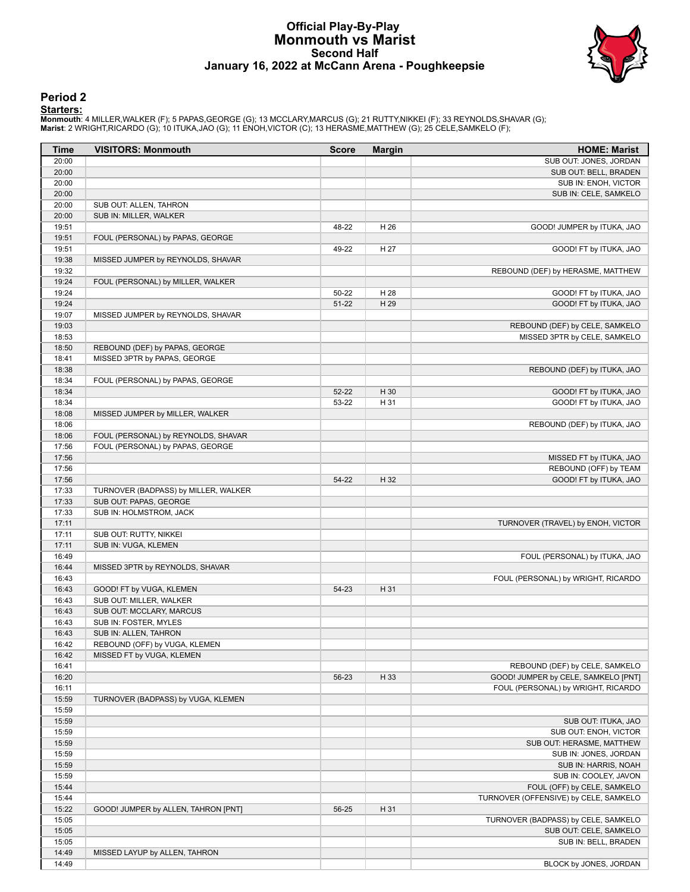# Official Play-By-Play
## Monmouth vs Marist
### Second Half
### January 16, 2022 at McCann Arena - Poughkeepsie

## Period 2

**Starters:**

**Monmouth**: 4 MILLER,WALKER (F); 5 PAPAS,GEORGE (G); 13 MCCLARY,MARCUS (G); 21 RUTTY,NIKKEI (F); 33 REYNOLDS,SHAVAR (G);
**Marist**: 2 WRIGHT,RICARDO (G); 10 ITUKA,JAO (G); 11 ENOH,VICTOR (C); 13 HERASME,MATTHEW (G); 25 CELE,SAMKELO (F);

| Time | VISITORS: Monmouth | Score | Margin | HOME: Marist |
|---|---|---|---|---|
| 20:00 | | | | SUB OUT: JONES, JORDAN |
| 20:00 | | | | SUB OUT: BELL, BRADEN |
| 20:00 | | | | SUB IN: ENOH, VICTOR |
| 20:00 | | | | SUB IN: CELE, SAMKELO |
| 20:00 | SUB OUT: ALLEN, TAHRON | | | |
| 20:00 | SUB IN: MILLER, WALKER | | | |
| 19:51 | | 48-22 | H 26 | GOOD! JUMPER by ITUKA, JAO |
| 19:51 | FOUL (PERSONAL) by PAPAS, GEORGE | | | |
| 19:51 | | 49-22 | H 27 | GOOD! FT by ITUKA, JAO |
| 19:38 | MISSED JUMPER by REYNOLDS, SHAVAR | | | |
| 19:32 | | | | REBOUND (DEF) by HERASME, MATTHEW |
| 19:24 | FOUL (PERSONAL) by MILLER, WALKER | | | |
| 19:24 | | 50-22 | H 28 | GOOD! FT by ITUKA, JAO |
| 19:24 | | 51-22 | H 29 | GOOD! FT by ITUKA, JAO |
| 19:07 | MISSED JUMPER by REYNOLDS, SHAVAR | | | |
| 19:03 | | | | REBOUND (DEF) by CELE, SAMKELO |
| 18:53 | | | | MISSED 3PTR by CELE, SAMKELO |
| 18:50 | REBOUND (DEF) by PAPAS, GEORGE | | | |
| 18:41 | MISSED 3PTR by PAPAS, GEORGE | | | |
| 18:38 | | | | REBOUND (DEF) by ITUKA, JAO |
| 18:34 | FOUL (PERSONAL) by PAPAS, GEORGE | | | |
| 18:34 | | 52-22 | H 30 | GOOD! FT by ITUKA, JAO |
| 18:34 | | 53-22 | H 31 | GOOD! FT by ITUKA, JAO |
| 18:08 | MISSED JUMPER by MILLER, WALKER | | | |
| 18:06 | | | | REBOUND (DEF) by ITUKA, JAO |
| 18:06 | FOUL (PERSONAL) by REYNOLDS, SHAVAR | | | |
| 17:56 | FOUL (PERSONAL) by PAPAS, GEORGE | | | |
| 17:56 | | | | MISSED FT by ITUKA, JAO |
| 17:56 | | | | REBOUND (OFF) by TEAM |
| 17:56 | | 54-22 | H 32 | GOOD! FT by ITUKA, JAO |
| 17:33 | TURNOVER (BADPASS) by MILLER, WALKER | | | |
| 17:33 | SUB OUT: PAPAS, GEORGE | | | |
| 17:33 | SUB IN: HOLMSTROM, JACK | | | |
| 17:11 | | | | TURNOVER (TRAVEL) by ENOH, VICTOR |
| 17:11 | SUB OUT: RUTTY, NIKKEI | | | |
| 17:11 | SUB IN: VUGA, KLEMEN | | | |
| 16:49 | | | | FOUL (PERSONAL) by ITUKA, JAO |
| 16:44 | MISSED 3PTR by REYNOLDS, SHAVAR | | | |
| 16:43 | | | | FOUL (PERSONAL) by WRIGHT, RICARDO |
| 16:43 | GOOD! FT by VUGA, KLEMEN | 54-23 | H 31 | |
| 16:43 | SUB OUT: MILLER, WALKER | | | |
| 16:43 | SUB OUT: MCCLARY, MARCUS | | | |
| 16:43 | SUB IN: FOSTER, MYLES | | | |
| 16:43 | SUB IN: ALLEN, TAHRON | | | |
| 16:42 | REBOUND (OFF) by VUGA, KLEMEN | | | |
| 16:42 | MISSED FT by VUGA, KLEMEN | | | |
| 16:41 | | | | REBOUND (DEF) by CELE, SAMKELO |
| 16:20 | | 56-23 | H 33 | GOOD! JUMPER by CELE, SAMKELO [PNT] |
| 16:11 | | | | FOUL (PERSONAL) by WRIGHT, RICARDO |
| 15:59 | TURNOVER (BADPASS) by VUGA, KLEMEN | | | |
| 15:59 | | | | |
| 15:59 | | | | SUB OUT: ITUKA, JAO |
| 15:59 | | | | SUB OUT: ENOH, VICTOR |
| 15:59 | | | | SUB OUT: HERASME, MATTHEW |
| 15:59 | | | | SUB IN: JONES, JORDAN |
| 15:59 | | | | SUB IN: HARRIS, NOAH |
| 15:59 | | | | SUB IN: COOLEY, JAVON |
| 15:44 | | | | FOUL (OFF) by CELE, SAMKELO |
| 15:44 | | | | TURNOVER (OFFENSIVE) by CELE, SAMKELO |
| 15:22 | GOOD! JUMPER by ALLEN, TAHRON [PNT] | 56-25 | H 31 | |
| 15:05 | | | | TURNOVER (BADPASS) by CELE, SAMKELO |
| 15:05 | | | | SUB OUT: CELE, SAMKELO |
| 15:05 | | | | SUB IN: BELL, BRADEN |
| 14:49 | MISSED LAYUP by ALLEN, TAHRON | | | |
| 14:49 | | | | BLOCK by JONES, JORDAN |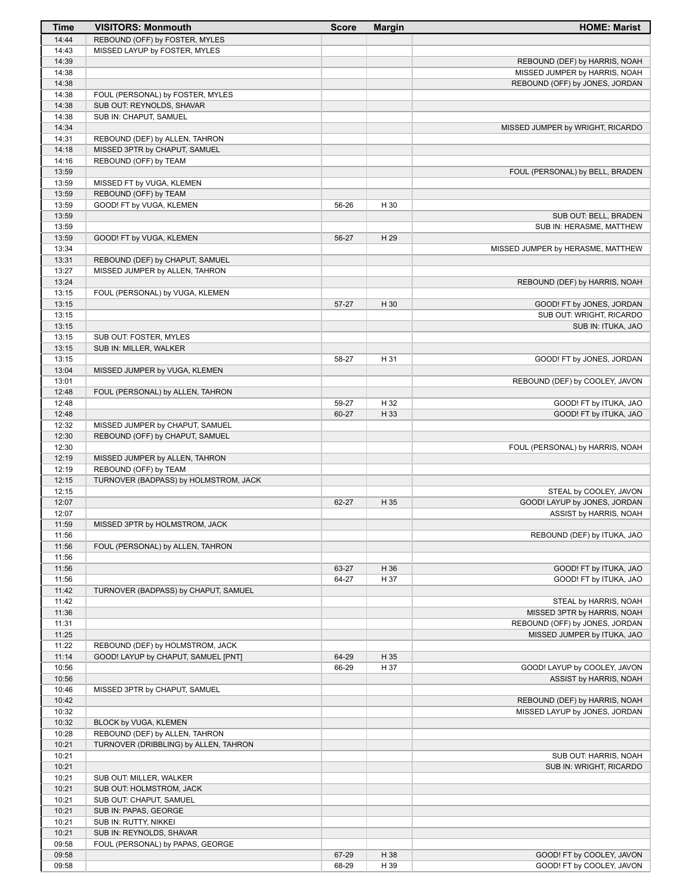| Time | VISITORS: Monmouth | Score | Margin | HOME: Marist |
|---|---|---|---|---|
| 14:44 | REBOUND (OFF) by FOSTER, MYLES | | | |
| 14:43 | MISSED LAYUP by FOSTER, MYLES | | | |
| 14:39 | | | | REBOUND (DEF) by HARRIS, NOAH |
| 14:38 | | | | MISSED JUMPER by HARRIS, NOAH |
| 14:38 | | | | REBOUND (OFF) by JONES, JORDAN |
| 14:38 | FOUL (PERSONAL) by FOSTER, MYLES | | | |
| 14:38 | SUB OUT: REYNOLDS, SHAVAR | | | |
| 14:38 | SUB IN: CHAPUT, SAMUEL | | | |
| 14:34 | | | | MISSED JUMPER by WRIGHT, RICARDO |
| 14:31 | REBOUND (DEF) by ALLEN, TAHRON | | | |
| 14:18 | MISSED 3PTR by CHAPUT, SAMUEL | | | |
| 14:16 | REBOUND (OFF) by TEAM | | | |
| 13:59 | | | | FOUL (PERSONAL) by BELL, BRADEN |
| 13:59 | MISSED FT by VUGA, KLEMEN | | | |
| 13:59 | REBOUND (OFF) by TEAM | | | |
| 13:59 | GOOD! FT by VUGA, KLEMEN | 56-26 | H 30 | |
| 13:59 | | | | SUB OUT: BELL, BRADEN |
| 13:59 | | | | SUB IN: HERASME, MATTHEW |
| 13:59 | GOOD! FT by VUGA, KLEMEN | 56-27 | H 29 | |
| 13:34 | | | | MISSED JUMPER by HERASME, MATTHEW |
| 13:31 | REBOUND (DEF) by CHAPUT, SAMUEL | | | |
| 13:27 | MISSED JUMPER by ALLEN, TAHRON | | | |
| 13:24 | | | | REBOUND (DEF) by HARRIS, NOAH |
| 13:15 | FOUL (PERSONAL) by VUGA, KLEMEN | | | |
| 13:15 | | 57-27 | H 30 | GOOD! FT by JONES, JORDAN |
| 13:15 | | | | SUB OUT: WRIGHT, RICARDO |
| 13:15 | | | | SUB IN: ITUKA, JAO |
| 13:15 | SUB OUT: FOSTER, MYLES | | | |
| 13:15 | SUB IN: MILLER, WALKER | | | |
| 13:15 | | 58-27 | H 31 | GOOD! FT by JONES, JORDAN |
| 13:04 | MISSED JUMPER by VUGA, KLEMEN | | | |
| 13:01 | | | | REBOUND (DEF) by COOLEY, JAVON |
| 12:48 | FOUL (PERSONAL) by ALLEN, TAHRON | | | |
| 12:48 | | 59-27 | H 32 | GOOD! FT by ITUKA, JAO |
| 12:48 | | 60-27 | H 33 | GOOD! FT by ITUKA, JAO |
| 12:32 | MISSED JUMPER by CHAPUT, SAMUEL | | | |
| 12:30 | REBOUND (OFF) by CHAPUT, SAMUEL | | | |
| 12:30 | | | | FOUL (PERSONAL) by HARRIS, NOAH |
| 12:19 | MISSED JUMPER by ALLEN, TAHRON | | | |
| 12:19 | REBOUND (OFF) by TEAM | | | |
| 12:15 | TURNOVER (BADPASS) by HOLMSTROM, JACK | | | |
| 12:15 | | | | STEAL by COOLEY, JAVON |
| 12:07 | | 62-27 | H 35 | GOOD! LAYUP by JONES, JORDAN |
| 12:07 | | | | ASSIST by HARRIS, NOAH |
| 11:59 | MISSED 3PTR by HOLMSTROM, JACK | | | |
| 11:56 | | | | REBOUND (DEF) by ITUKA, JAO |
| 11:56 | FOUL (PERSONAL) by ALLEN, TAHRON | | | |
| 11:56 | | | | |
| 11:56 | | 63-27 | H 36 | GOOD! FT by ITUKA, JAO |
| 11:56 | | 64-27 | H 37 | GOOD! FT by ITUKA, JAO |
| 11:42 | TURNOVER (BADPASS) by CHAPUT, SAMUEL | | | |
| 11:42 | | | | STEAL by HARRIS, NOAH |
| 11:36 | | | | MISSED 3PTR by HARRIS, NOAH |
| 11:31 | | | | REBOUND (OFF) by JONES, JORDAN |
| 11:25 | | | | MISSED JUMPER by ITUKA, JAO |
| 11:22 | REBOUND (DEF) by HOLMSTROM, JACK | | | |
| 11:14 | GOOD! LAYUP by CHAPUT, SAMUEL [PNT] | 64-29 | H 35 | |
| 10:56 | | 66-29 | H 37 | GOOD! LAYUP by COOLEY, JAVON |
| 10:56 | | | | ASSIST by HARRIS, NOAH |
| 10:46 | MISSED 3PTR by CHAPUT, SAMUEL | | | |
| 10:42 | | | | REBOUND (DEF) by HARRIS, NOAH |
| 10:32 | | | | MISSED LAYUP by JONES, JORDAN |
| 10:32 | BLOCK by VUGA, KLEMEN | | | |
| 10:28 | REBOUND (DEF) by ALLEN, TAHRON | | | |
| 10:21 | TURNOVER (DRIBBLING) by ALLEN, TAHRON | | | |
| 10:21 | | | | SUB OUT: HARRIS, NOAH |
| 10:21 | | | | SUB IN: WRIGHT, RICARDO |
| 10:21 | SUB OUT: MILLER, WALKER | | | |
| 10:21 | SUB OUT: HOLMSTROM, JACK | | | |
| 10:21 | SUB OUT: CHAPUT, SAMUEL | | | |
| 10:21 | SUB IN: PAPAS, GEORGE | | | |
| 10:21 | SUB IN: RUTTY, NIKKEI | | | |
| 10:21 | SUB IN: REYNOLDS, SHAVAR | | | |
| 09:58 | FOUL (PERSONAL) by PAPAS, GEORGE | | | |
| 09:58 | | 67-29 | H 38 | GOOD! FT by COOLEY, JAVON |
| 09:58 | | 68-29 | H 39 | GOOD! FT by COOLEY, JAVON |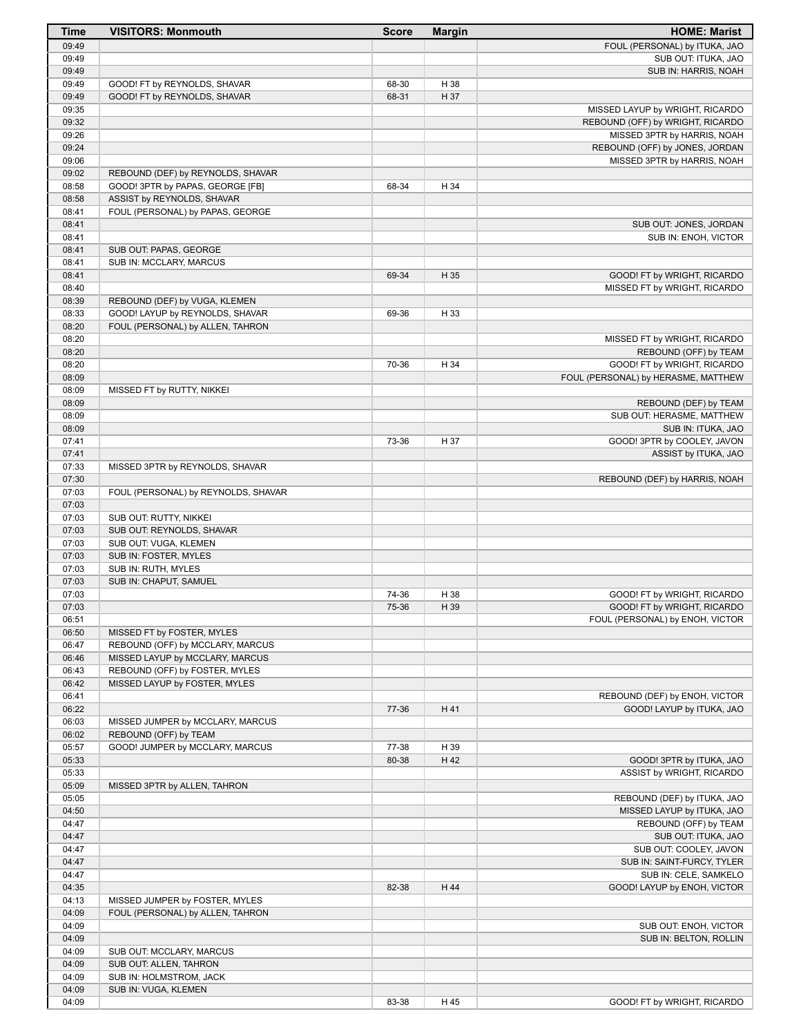| Time | VISITORS: Monmouth | Score | Margin | HOME: Marist |
| --- | --- | --- | --- | --- |
| 09:49 | | | | FOUL (PERSONAL) by ITUKA, JAO |
| 09:49 | | | | SUB OUT: ITUKA, JAO |
| 09:49 | | | | SUB IN: HARRIS, NOAH |
| 09:49 | GOOD! FT by REYNOLDS, SHAVAR | 68-30 | H 38 | |
| 09:49 | GOOD! FT by REYNOLDS, SHAVAR | 68-31 | H 37 | |
| 09:35 | | | | MISSED LAYUP by WRIGHT, RICARDO |
| 09:32 | | | | REBOUND (OFF) by WRIGHT, RICARDO |
| 09:26 | | | | MISSED 3PTR by HARRIS, NOAH |
| 09:24 | | | | REBOUND (OFF) by JONES, JORDAN |
| 09:06 | | | | MISSED 3PTR by HARRIS, NOAH |
| 09:02 | REBOUND (DEF) by REYNOLDS, SHAVAR | | | |
| 08:58 | GOOD! 3PTR by PAPAS, GEORGE [FB] | 68-34 | H 34 | |
| 08:58 | ASSIST by REYNOLDS, SHAVAR | | | |
| 08:41 | FOUL (PERSONAL) by PAPAS, GEORGE | | | |
| 08:41 | | | | SUB OUT: JONES, JORDAN |
| 08:41 | | | | SUB IN: ENOH, VICTOR |
| 08:41 | SUB OUT: PAPAS, GEORGE | | | |
| 08:41 | SUB IN: MCCLARY, MARCUS | | | |
| 08:41 | | 69-34 | H 35 | GOOD! FT by WRIGHT, RICARDO |
| 08:40 | | | | MISSED FT by WRIGHT, RICARDO |
| 08:39 | REBOUND (DEF) by VUGA, KLEMEN | | | |
| 08:33 | GOOD! LAYUP by REYNOLDS, SHAVAR | 69-36 | H 33 | |
| 08:20 | FOUL (PERSONAL) by ALLEN, TAHRON | | | |
| 08:20 | | | | MISSED FT by WRIGHT, RICARDO |
| 08:20 | | | | REBOUND (OFF) by TEAM |
| 08:20 | | 70-36 | H 34 | GOOD! FT by WRIGHT, RICARDO |
| 08:09 | | | | FOUL (PERSONAL) by HERASME, MATTHEW |
| 08:09 | MISSED FT by RUTTY, NIKKEI | | | |
| 08:09 | | | | REBOUND (DEF) by TEAM |
| 08:09 | | | | SUB OUT: HERASME, MATTHEW |
| 08:09 | | | | SUB IN: ITUKA, JAO |
| 07:41 | | 73-36 | H 37 | GOOD! 3PTR by COOLEY, JAVON |
| 07:41 | | | | ASSIST by ITUKA, JAO |
| 07:33 | MISSED 3PTR by REYNOLDS, SHAVAR | | | |
| 07:30 | | | | REBOUND (DEF) by HARRIS, NOAH |
| 07:03 | FOUL (PERSONAL) by REYNOLDS, SHAVAR | | | |
| 07:03 | | | | |
| 07:03 | SUB OUT: RUTTY, NIKKEI | | | |
| 07:03 | SUB OUT: REYNOLDS, SHAVAR | | | |
| 07:03 | SUB OUT: VUGA, KLEMEN | | | |
| 07:03 | SUB IN: FOSTER, MYLES | | | |
| 07:03 | SUB IN: RUTH, MYLES | | | |
| 07:03 | SUB IN: CHAPUT, SAMUEL | | | |
| 07:03 | | 74-36 | H 38 | GOOD! FT by WRIGHT, RICARDO |
| 07:03 | | 75-36 | H 39 | GOOD! FT by WRIGHT, RICARDO |
| 06:51 | | | | FOUL (PERSONAL) by ENOH, VICTOR |
| 06:50 | MISSED FT by FOSTER, MYLES | | | |
| 06:47 | REBOUND (OFF) by MCCLARY, MARCUS | | | |
| 06:46 | MISSED LAYUP by MCCLARY, MARCUS | | | |
| 06:43 | REBOUND (OFF) by FOSTER, MYLES | | | |
| 06:42 | MISSED LAYUP by FOSTER, MYLES | | | |
| 06:41 | | | | REBOUND (DEF) by ENOH, VICTOR |
| 06:22 | | 77-36 | H 41 | GOOD! LAYUP by ITUKA, JAO |
| 06:03 | MISSED JUMPER by MCCLARY, MARCUS | | | |
| 06:02 | REBOUND (OFF) by TEAM | | | |
| 05:57 | GOOD! JUMPER by MCCLARY, MARCUS | 77-38 | H 39 | |
| 05:33 | | 80-38 | H 42 | GOOD! 3PTR by ITUKA, JAO |
| 05:33 | | | | ASSIST by WRIGHT, RICARDO |
| 05:09 | MISSED 3PTR by ALLEN, TAHRON | | | |
| 05:05 | | | | REBOUND (DEF) by ITUKA, JAO |
| 04:50 | | | | MISSED LAYUP by ITUKA, JAO |
| 04:47 | | | | REBOUND (OFF) by TEAM |
| 04:47 | | | | SUB OUT: ITUKA, JAO |
| 04:47 | | | | SUB OUT: COOLEY, JAVON |
| 04:47 | | | | SUB IN: SAINT-FURCY, TYLER |
| 04:47 | | | | SUB IN: CELE, SAMKELO |
| 04:35 | | 82-38 | H 44 | GOOD! LAYUP by ENOH, VICTOR |
| 04:13 | MISSED JUMPER by FOSTER, MYLES | | | |
| 04:09 | FOUL (PERSONAL) by ALLEN, TAHRON | | | |
| 04:09 | | | | SUB OUT: ENOH, VICTOR |
| 04:09 | | | | SUB IN: BELTON, ROLLIN |
| 04:09 | SUB OUT: MCCLARY, MARCUS | | | |
| 04:09 | SUB OUT: ALLEN, TAHRON | | | |
| 04:09 | SUB IN: HOLMSTROM, JACK | | | |
| 04:09 | SUB IN: VUGA, KLEMEN | | | |
| 04:09 | | 83-38 | H 45 | GOOD! FT by WRIGHT, RICARDO |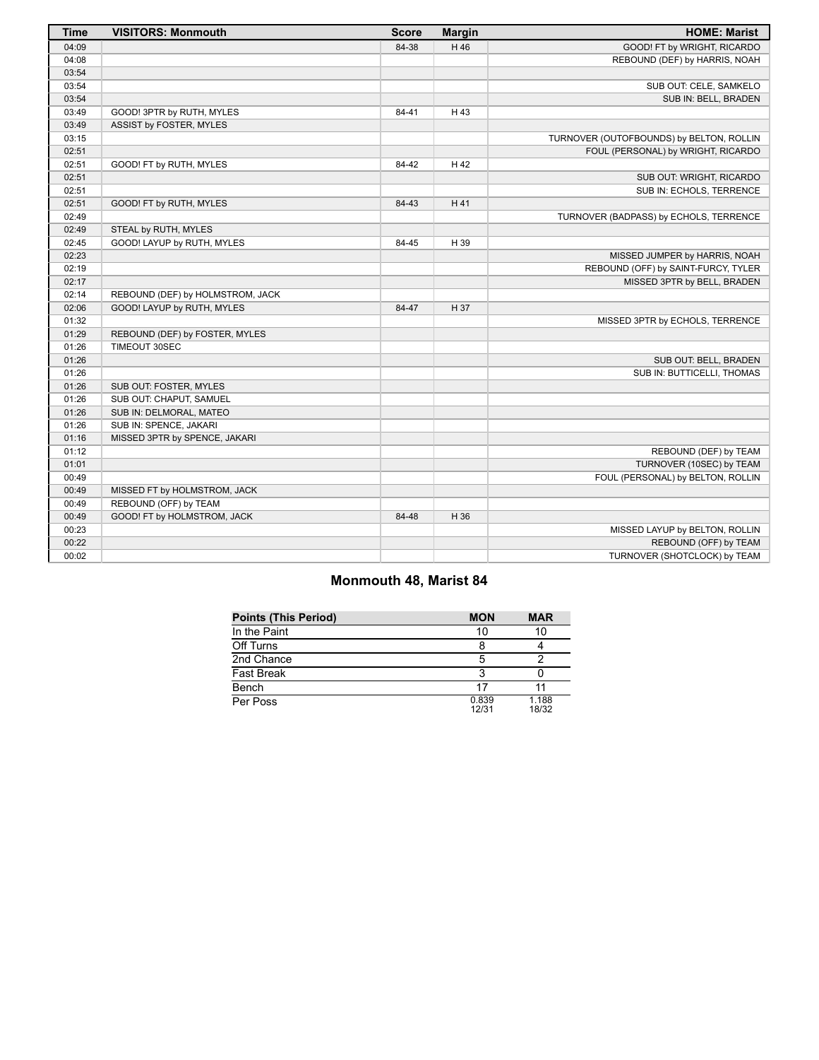| Time | VISITORS: Monmouth | Score | Margin | HOME: Marist |
|---|---|---|---|---|
| 04:09 | | 84-38 | H 46 | GOOD! FT by WRIGHT, RICARDO |
| 04:08 | | | | REBOUND (DEF) by HARRIS, NOAH |
| 03:54 | | | | |
| 03:54 | | | | SUB OUT: CELE, SAMKELO |
| 03:54 | | | | SUB IN: BELL, BRADEN |
| 03:49 | GOOD! 3PTR by RUTH, MYLES | 84-41 | H 43 | |
| 03:49 | ASSIST by FOSTER, MYLES | | | |
| 03:15 | | | | TURNOVER (OUTOFBOUNDS) by BELTON, ROLLIN |
| 02:51 | | | | FOUL (PERSONAL) by WRIGHT, RICARDO |
| 02:51 | GOOD! FT by RUTH, MYLES | 84-42 | H 42 | |
| 02:51 | | | | SUB OUT: WRIGHT, RICARDO |
| 02:51 | | | | SUB IN: ECHOLS, TERRENCE |
| 02:51 | GOOD! FT by RUTH, MYLES | 84-43 | H 41 | |
| 02:49 | | | | TURNOVER (BADPASS) by ECHOLS, TERRENCE |
| 02:49 | STEAL by RUTH, MYLES | | | |
| 02:45 | GOOD! LAYUP by RUTH, MYLES | 84-45 | H 39 | |
| 02:23 | | | | MISSED JUMPER by HARRIS, NOAH |
| 02:19 | | | | REBOUND (OFF) by SAINT-FURCY, TYLER |
| 02:17 | | | | MISSED 3PTR by BELL, BRADEN |
| 02:14 | REBOUND (DEF) by HOLMSTROM, JACK | | | |
| 02:06 | GOOD! LAYUP by RUTH, MYLES | 84-47 | H 37 | |
| 01:32 | | | | MISSED 3PTR by ECHOLS, TERRENCE |
| 01:29 | REBOUND (DEF) by FOSTER, MYLES | | | |
| 01:26 | TIMEOUT 30SEC | | | |
| 01:26 | | | | SUB OUT: BELL, BRADEN |
| 01:26 | | | | SUB IN: BUTTICELLI, THOMAS |
| 01:26 | SUB OUT: FOSTER, MYLES | | | |
| 01:26 | SUB OUT: CHAPUT, SAMUEL | | | |
| 01:26 | SUB IN: DELMORAL, MATEO | | | |
| 01:26 | SUB IN: SPENCE, JAKARI | | | |
| 01:16 | MISSED 3PTR by SPENCE, JAKARI | | | |
| 01:12 | | | | REBOUND (DEF) by TEAM |
| 01:01 | | | | TURNOVER (10SEC) by TEAM |
| 00:49 | | | | FOUL (PERSONAL) by BELTON, ROLLIN |
| 00:49 | MISSED FT by HOLMSTROM, JACK | | | |
| 00:49 | REBOUND (OFF) by TEAM | | | |
| 00:49 | GOOD! FT by HOLMSTROM, JACK | 84-48 | H 36 | |
| 00:23 | | | | MISSED LAYUP by BELTON, ROLLIN |
| 00:22 | | | | REBOUND (OFF) by TEAM |
| 00:02 | | | | TURNOVER (SHOTCLOCK) by TEAM |

## Monmouth 48, Marist 84

| Points (This Period) | MON | MAR |
|---|---|---|
| In the Paint | 10 | 10 |
| Off Turns | 8 | 4 |
| 2nd Chance | 5 | 2 |
| Fast Break | 3 | 0 |
| Bench | 17 | 11 |
| Per Poss | 0.839 12/31 | 1.188 18/32 |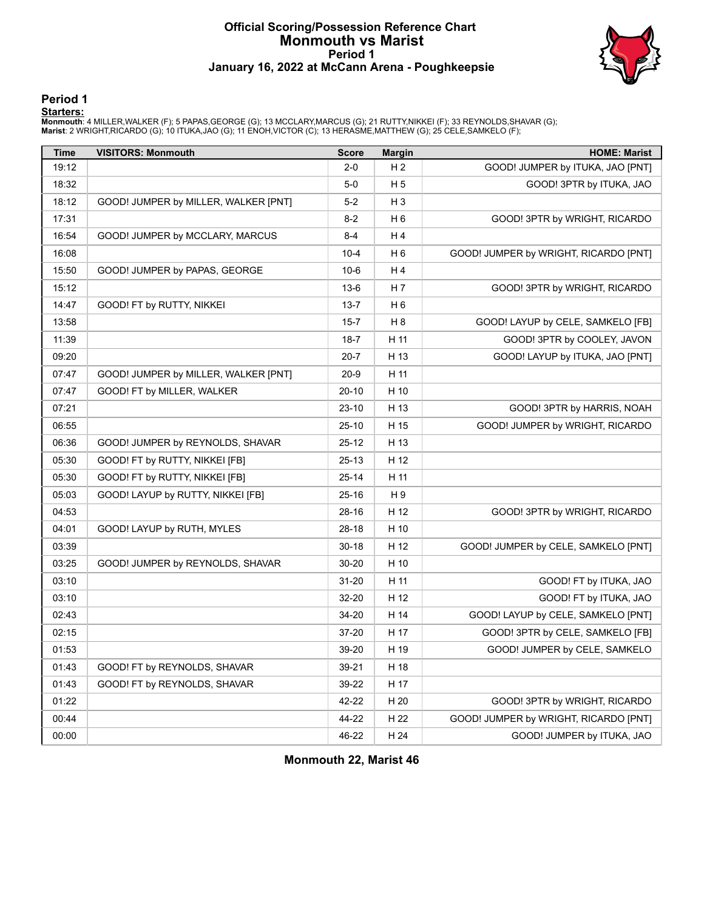# Official Scoring/Possession Reference Chart
## Monmouth vs Marist
### Period 1
### January 16, 2022 at McCann Arena - Poughkeepsie

## Period 1

**Starters:**

**Monmouth**: 4 MILLER,WALKER (F); 5 PAPAS,GEORGE (G); 13 MCCLARY,MARCUS (G); 21 RUTTY,NIKKEI (F); 33 REYNOLDS,SHAVAR (G);
**Marist**: 2 WRIGHT,RICARDO (G); 10 ITUKA,JAO (G); 11 ENOH,VICTOR (C); 13 HERASME,MATTHEW (G); 25 CELE,SAMKELO (F);

| Time | VISITORS: Monmouth | Score | Margin | HOME: Marist |
|---|---|---|---|---|
| 19:12 | | 2-0 | H 2 | GOOD! JUMPER by ITUKA, JAO [PNT] |
| 18:32 | | 5-0 | H 5 | GOOD! 3PTR by ITUKA, JAO |
| 18:12 | GOOD! JUMPER by MILLER, WALKER [PNT] | 5-2 | H 3 | |
| 17:31 | | 8-2 | H 6 | GOOD! 3PTR by WRIGHT, RICARDO |
| 16:54 | GOOD! JUMPER by MCCLARY, MARCUS | 8-4 | H 4 | |
| 16:08 | | 10-4 | H 6 | GOOD! JUMPER by WRIGHT, RICARDO [PNT] |
| 15:50 | GOOD! JUMPER by PAPAS, GEORGE | 10-6 | H 4 | |
| 15:12 | | 13-6 | H 7 | GOOD! 3PTR by WRIGHT, RICARDO |
| 14:47 | GOOD! FT by RUTTY, NIKKEI | 13-7 | H 6 | |
| 13:58 | | 15-7 | H 8 | GOOD! LAYUP by CELE, SAMKELO [FB] |
| 11:39 | | 18-7 | H 11 | GOOD! 3PTR by COOLEY, JAVON |
| 09:20 | | 20-7 | H 13 | GOOD! LAYUP by ITUKA, JAO [PNT] |
| 07:47 | GOOD! JUMPER by MILLER, WALKER [PNT] | 20-9 | H 11 | |
| 07:47 | GOOD! FT by MILLER, WALKER | 20-10 | H 10 | |
| 07:21 | | 23-10 | H 13 | GOOD! 3PTR by HARRIS, NOAH |
| 06:55 | | 25-10 | H 15 | GOOD! JUMPER by WRIGHT, RICARDO |
| 06:36 | GOOD! JUMPER by REYNOLDS, SHAVAR | 25-12 | H 13 | |
| 05:30 | GOOD! FT by RUTTY, NIKKEI [FB] | 25-13 | H 12 | |
| 05:30 | GOOD! FT by RUTTY, NIKKEI [FB] | 25-14 | H 11 | |
| 05:03 | GOOD! LAYUP by RUTTY, NIKKEI [FB] | 25-16 | H 9 | |
| 04:53 | | 28-16 | H 12 | GOOD! 3PTR by WRIGHT, RICARDO |
| 04:01 | GOOD! LAYUP by RUTH, MYLES | 28-18 | H 10 | |
| 03:39 | | 30-18 | H 12 | GOOD! JUMPER by CELE, SAMKELO [PNT] |
| 03:25 | GOOD! JUMPER by REYNOLDS, SHAVAR | 30-20 | H 10 | |
| 03:10 | | 31-20 | H 11 | GOOD! FT by ITUKA, JAO |
| 03:10 | | 32-20 | H 12 | GOOD! FT by ITUKA, JAO |
| 02:43 | | 34-20 | H 14 | GOOD! LAYUP by CELE, SAMKELO [PNT] |
| 02:15 | | 37-20 | H 17 | GOOD! 3PTR by CELE, SAMKELO [FB] |
| 01:53 | | 39-20 | H 19 | GOOD! JUMPER by CELE, SAMKELO |
| 01:43 | GOOD! FT by REYNOLDS, SHAVAR | 39-21 | H 18 | |
| 01:43 | GOOD! FT by REYNOLDS, SHAVAR | 39-22 | H 17 | |
| 01:22 | | 42-22 | H 20 | GOOD! 3PTR by WRIGHT, RICARDO |
| 00:44 | | 44-22 | H 22 | GOOD! JUMPER by WRIGHT, RICARDO [PNT] |
| 00:00 | | 46-22 | H 24 | GOOD! JUMPER by ITUKA, JAO |

**Monmouth 22, Marist 46**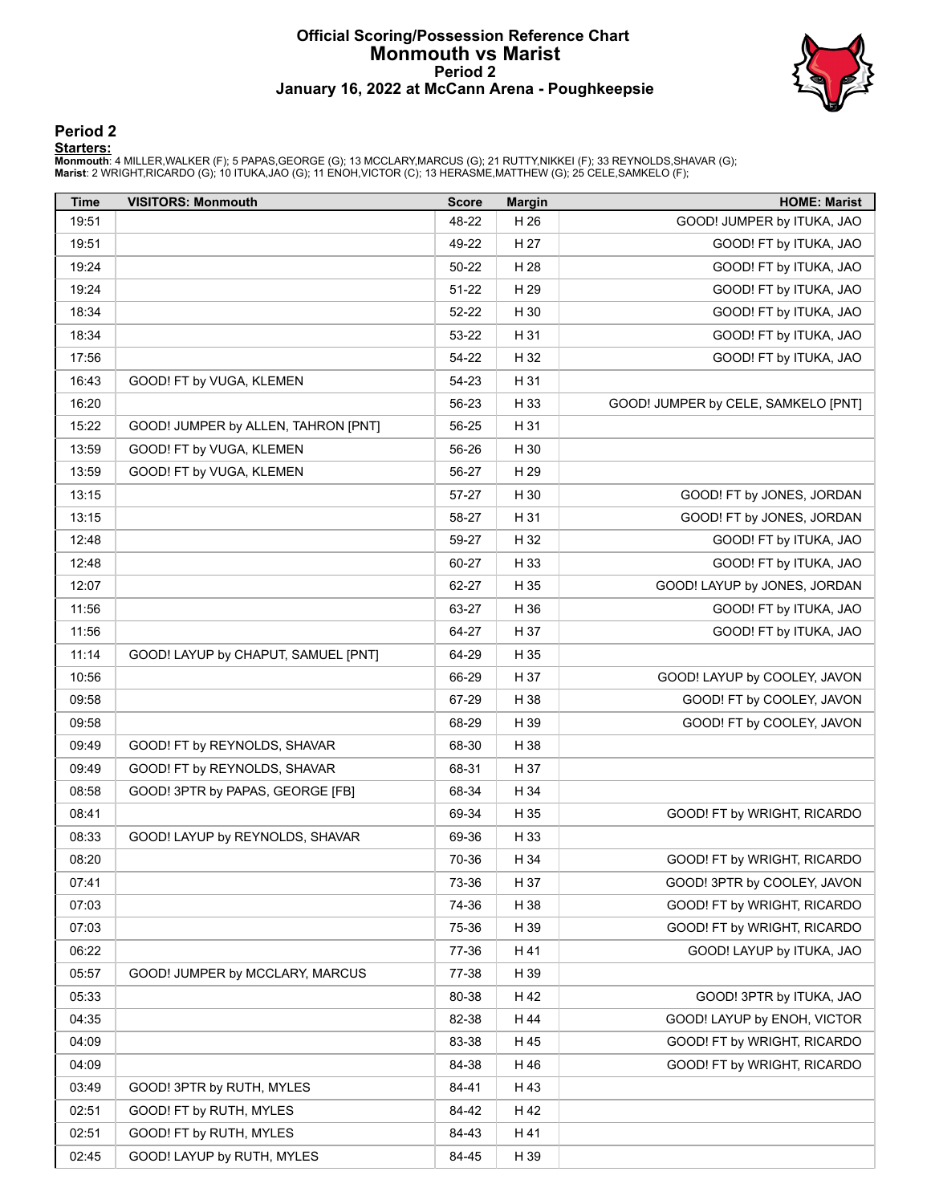# Official Scoring/Possession Reference Chart
## Monmouth vs Marist
### Period 2
### January 16, 2022 at McCann Arena - Poughkeepsie

## Period 2

**Starters:**

**Monmouth**: 4 MILLER,WALKER (F); 5 PAPAS,GEORGE (G); 13 MCCLARY,MARCUS (G); 21 RUTTY,NIKKEI (F); 33 REYNOLDS,SHAVAR (G);
**Marist**: 2 WRIGHT,RICARDO (G); 10 ITUKA,JAO (G); 11 ENOH,VICTOR (C); 13 HERASME,MATTHEW (G); 25 CELE,SAMKELO (F);

| Time | VISITORS: Monmouth | Score | Margin | HOME: Marist |
|---|---|---|---|---|
| 19:51 | | 48-22 | H 26 | GOOD! JUMPER by ITUKA, JAO |
| 19:51 | | 49-22 | H 27 | GOOD! FT by ITUKA, JAO |
| 19:24 | | 50-22 | H 28 | GOOD! FT by ITUKA, JAO |
| 19:24 | | 51-22 | H 29 | GOOD! FT by ITUKA, JAO |
| 18:34 | | 52-22 | H 30 | GOOD! FT by ITUKA, JAO |
| 18:34 | | 53-22 | H 31 | GOOD! FT by ITUKA, JAO |
| 17:56 | | 54-22 | H 32 | GOOD! FT by ITUKA, JAO |
| 16:43 | GOOD! FT by VUGA, KLEMEN | 54-23 | H 31 | |
| 16:20 | | 56-23 | H 33 | GOOD! JUMPER by CELE, SAMKELO [PNT] |
| 15:22 | GOOD! JUMPER by ALLEN, TAHRON [PNT] | 56-25 | H 31 | |
| 13:59 | GOOD! FT by VUGA, KLEMEN | 56-26 | H 30 | |
| 13:59 | GOOD! FT by VUGA, KLEMEN | 56-27 | H 29 | |
| 13:15 | | 57-27 | H 30 | GOOD! FT by JONES, JORDAN |
| 13:15 | | 58-27 | H 31 | GOOD! FT by JONES, JORDAN |
| 12:48 | | 59-27 | H 32 | GOOD! FT by ITUKA, JAO |
| 12:48 | | 60-27 | H 33 | GOOD! FT by ITUKA, JAO |
| 12:07 | | 62-27 | H 35 | GOOD! LAYUP by JONES, JORDAN |
| 11:56 | | 63-27 | H 36 | GOOD! FT by ITUKA, JAO |
| 11:56 | | 64-27 | H 37 | GOOD! FT by ITUKA, JAO |
| 11:14 | GOOD! LAYUP by CHAPUT, SAMUEL [PNT] | 64-29 | H 35 | |
| 10:56 | | 66-29 | H 37 | GOOD! LAYUP by COOLEY, JAVON |
| 09:58 | | 67-29 | H 38 | GOOD! FT by COOLEY, JAVON |
| 09:58 | | 68-29 | H 39 | GOOD! FT by COOLEY, JAVON |
| 09:49 | GOOD! FT by REYNOLDS, SHAVAR | 68-30 | H 38 | |
| 09:49 | GOOD! FT by REYNOLDS, SHAVAR | 68-31 | H 37 | |
| 08:58 | GOOD! 3PTR by PAPAS, GEORGE [FB] | 68-34 | H 34 | |
| 08:41 | | 69-34 | H 35 | GOOD! FT by WRIGHT, RICARDO |
| 08:33 | GOOD! LAYUP by REYNOLDS, SHAVAR | 69-36 | H 33 | |
| 08:20 | | 70-36 | H 34 | GOOD! FT by WRIGHT, RICARDO |
| 07:41 | | 73-36 | H 37 | GOOD! 3PTR by COOLEY, JAVON |
| 07:03 | | 74-36 | H 38 | GOOD! FT by WRIGHT, RICARDO |
| 07:03 | | 75-36 | H 39 | GOOD! FT by WRIGHT, RICARDO |
| 06:22 | | 77-36 | H 41 | GOOD! LAYUP by ITUKA, JAO |
| 05:57 | GOOD! JUMPER by MCCLARY, MARCUS | 77-38 | H 39 | |
| 05:33 | | 80-38 | H 42 | GOOD! 3PTR by ITUKA, JAO |
| 04:35 | | 82-38 | H 44 | GOOD! LAYUP by ENOH, VICTOR |
| 04:09 | | 83-38 | H 45 | GOOD! FT by WRIGHT, RICARDO |
| 04:09 | | 84-38 | H 46 | GOOD! FT by WRIGHT, RICARDO |
| 03:49 | GOOD! 3PTR by RUTH, MYLES | 84-41 | H 43 | |
| 02:51 | GOOD! FT by RUTH, MYLES | 84-42 | H 42 | |
| 02:51 | GOOD! FT by RUTH, MYLES | 84-43 | H 41 | |
| 02:45 | GOOD! LAYUP by RUTH, MYLES | 84-45 | H 39 | |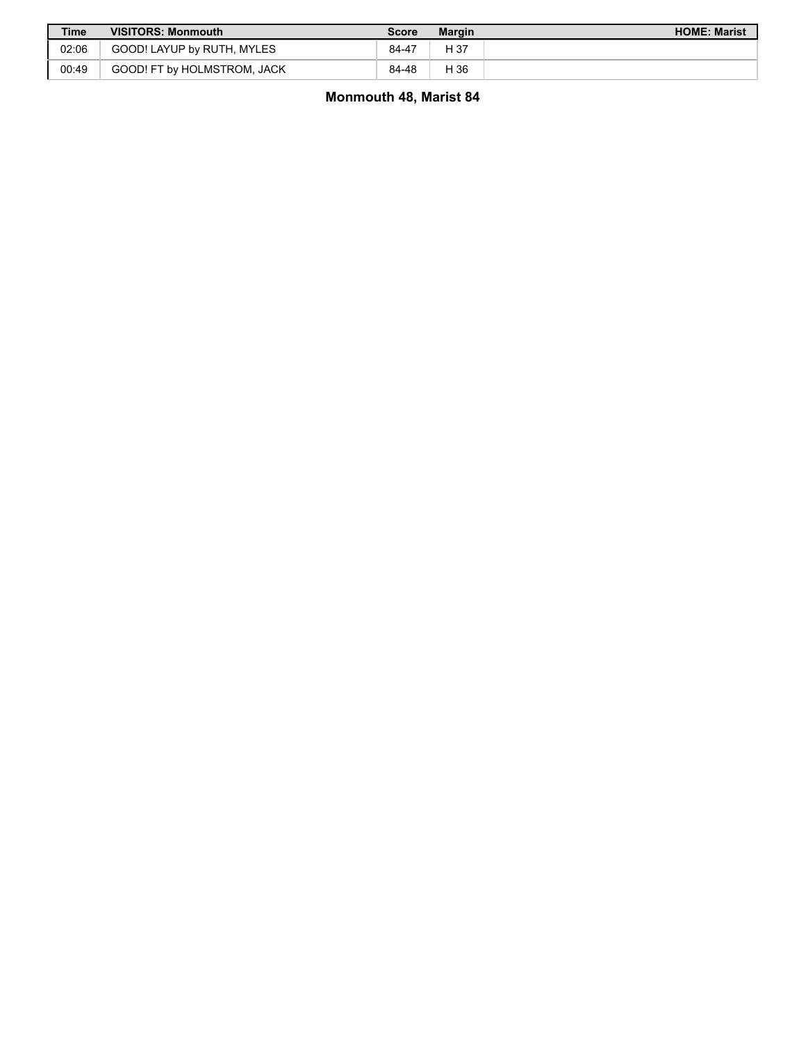| Time | VISITORS: Monmouth | Score | Margin | HOME: Marist |
| --- | --- | --- | --- | --- |
| 02:06 | GOOD! LAYUP by RUTH, MYLES | 84-47 | H 37 | |
| 00:49 | GOOD! FT by HOLMSTROM, JACK | 84-48 | H 36 | |

**Monmouth 48, Marist 84**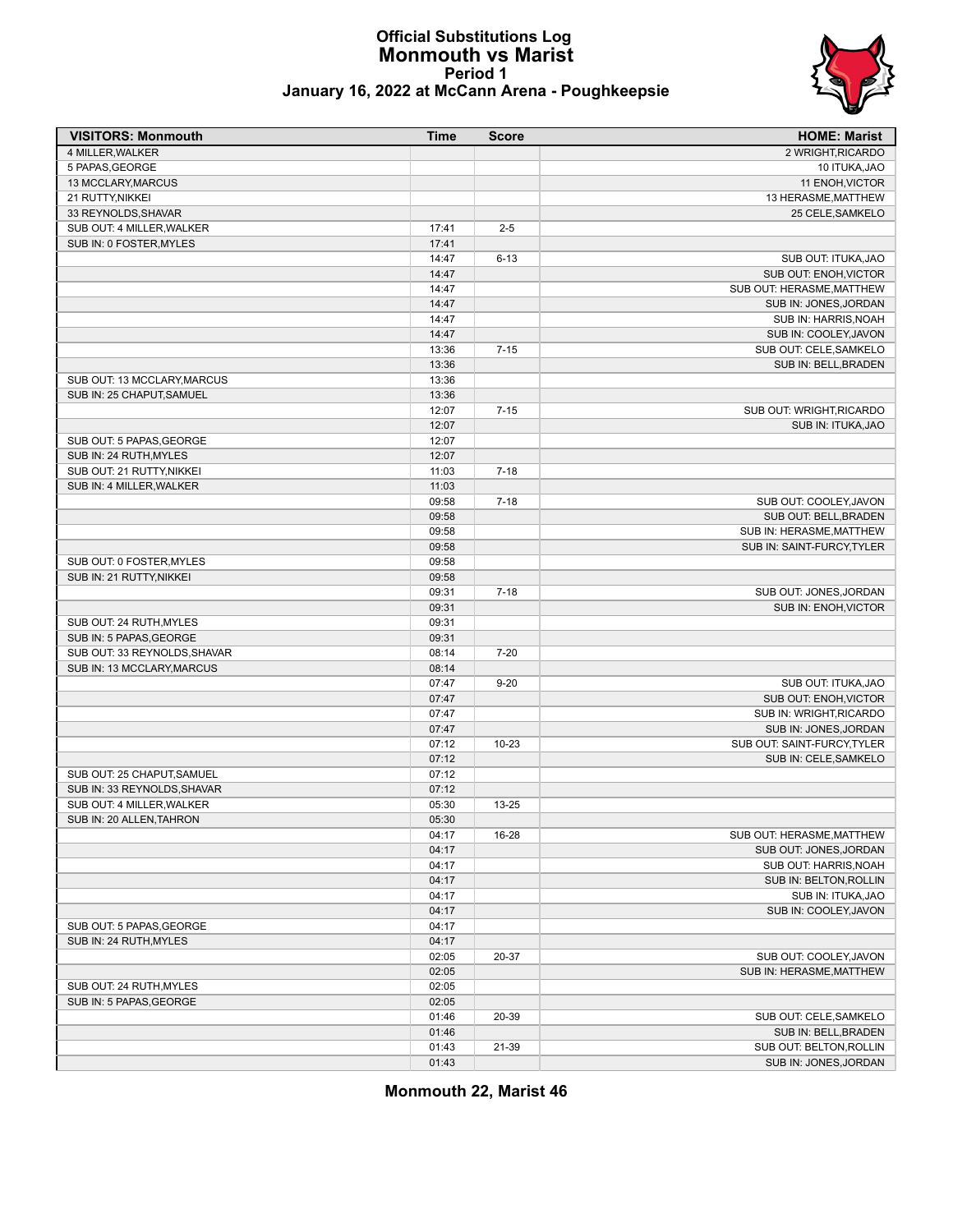# Official Substitutions Log
## Monmouth vs Marist
### Period 1
### January 16, 2022 at McCann Arena - Poughkeepsie

| VISITORS: Monmouth | Time | Score | HOME: Marist |
|---|---|---|---|
| 4 MILLER,WALKER | | | 2 WRIGHT,RICARDO |
| 5 PAPAS,GEORGE | | | 10 ITUKA,JAO |
| 13 MCCLARY,MARCUS | | | 11 ENOH,VICTOR |
| 21 RUTTY,NIKKEI | | | 13 HERASME,MATTHEW |
| 33 REYNOLDS,SHAVAR | | | 25 CELE,SAMKELO |
| SUB OUT: 4 MILLER,WALKER | 17:41 | 2-5 | |
| SUB IN: 0 FOSTER,MYLES | 17:41 | | |
| | 14:47 | 6-13 | SUB OUT: ITUKA,JAO |
| | 14:47 | | SUB OUT: ENOH,VICTOR |
| | 14:47 | | SUB OUT: HERASME,MATTHEW |
| | 14:47 | | SUB IN: JONES,JORDAN |
| | 14:47 | | SUB IN: HARRIS,NOAH |
| | 14:47 | | SUB IN: COOLEY,JAVON |
| | 13:36 | 7-15 | SUB OUT: CELE,SAMKELO |
| | 13:36 | | SUB IN: BELL,BRADEN |
| SUB OUT: 13 MCCLARY,MARCUS | 13:36 | | |
| SUB IN: 25 CHAPUT,SAMUEL | 13:36 | | |
| | 12:07 | 7-15 | SUB OUT: WRIGHT,RICARDO |
| | 12:07 | | SUB IN: ITUKA,JAO |
| SUB OUT: 5 PAPAS,GEORGE | 12:07 | | |
| SUB IN: 24 RUTH,MYLES | 12:07 | | |
| SUB OUT: 21 RUTTY,NIKKEI | 11:03 | 7-18 | |
| SUB IN: 4 MILLER,WALKER | 11:03 | | |
| | 09:58 | 7-18 | SUB OUT: COOLEY,JAVON |
| | 09:58 | | SUB OUT: BELL,BRADEN |
| | 09:58 | | SUB IN: HERASME,MATTHEW |
| | 09:58 | | SUB IN: SAINT-FURCY,TYLER |
| SUB OUT: 0 FOSTER,MYLES | 09:58 | | |
| SUB IN: 21 RUTTY,NIKKEI | 09:58 | | |
| | 09:31 | 7-18 | SUB OUT: JONES,JORDAN |
| | 09:31 | | SUB IN: ENOH,VICTOR |
| SUB OUT: 24 RUTH,MYLES | 09:31 | | |
| SUB IN: 5 PAPAS,GEORGE | 09:31 | | |
| SUB OUT: 33 REYNOLDS,SHAVAR | 08:14 | 7-20 | |
| SUB IN: 13 MCCLARY,MARCUS | 08:14 | | |
| | 07:47 | 9-20 | SUB OUT: ITUKA,JAO |
| | 07:47 | | SUB OUT: ENOH,VICTOR |
| | 07:47 | | SUB IN: WRIGHT,RICARDO |
| | 07:47 | | SUB IN: JONES,JORDAN |
| | 07:12 | 10-23 | SUB OUT: SAINT-FURCY,TYLER |
| | 07:12 | | SUB IN: CELE,SAMKELO |
| SUB OUT: 25 CHAPUT,SAMUEL | 07:12 | | |
| SUB IN: 33 REYNOLDS,SHAVAR | 07:12 | | |
| SUB OUT: 4 MILLER,WALKER | 05:30 | 13-25 | |
| SUB IN: 20 ALLEN,TAHRON | 05:30 | | |
| | 04:17 | 16-28 | SUB OUT: HERASME,MATTHEW |
| | 04:17 | | SUB OUT: JONES,JORDAN |
| | 04:17 | | SUB OUT: HARRIS,NOAH |
| | 04:17 | | SUB IN: BELTON,ROLLIN |
| | 04:17 | | SUB IN: ITUKA,JAO |
| | 04:17 | | SUB IN: COOLEY,JAVON |
| SUB OUT: 5 PAPAS,GEORGE | 04:17 | | |
| SUB IN: 24 RUTH,MYLES | 04:17 | | |
| | 02:05 | 20-37 | SUB OUT: COOLEY,JAVON |
| | 02:05 | | SUB IN: HERASME,MATTHEW |
| SUB OUT: 24 RUTH,MYLES | 02:05 | | |
| SUB IN: 5 PAPAS,GEORGE | 02:05 | | |
| | 01:46 | 20-39 | SUB OUT: CELE,SAMKELO |
| | 01:46 | | SUB IN: BELL,BRADEN |
| | 01:43 | 21-39 | SUB OUT: BELTON,ROLLIN |
| | 01:43 | | SUB IN: JONES,JORDAN |

**Monmouth 22, Marist 46**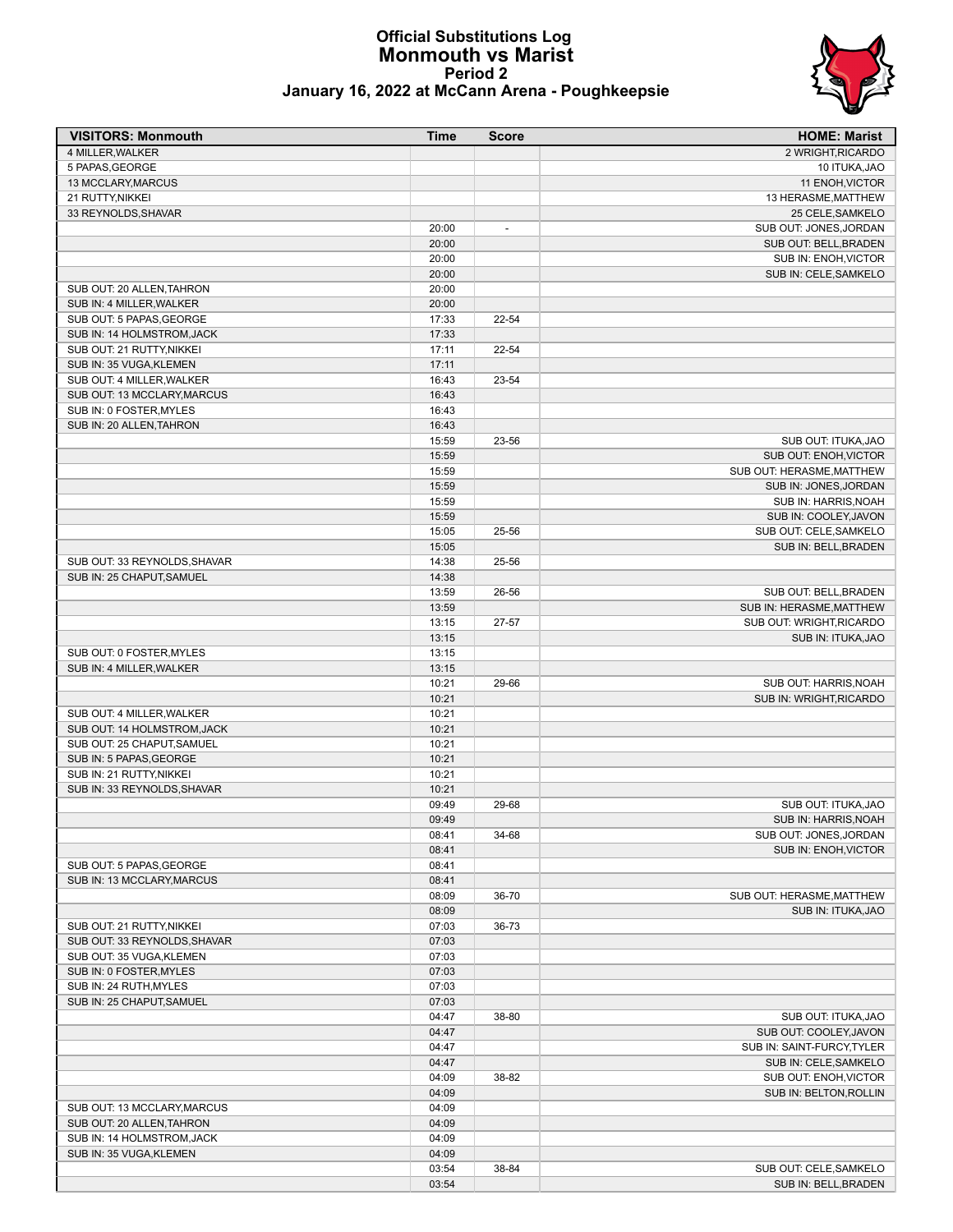# Official Substitutions Log
## Monmouth vs Marist
### Period 2
### January 16, 2022 at McCann Arena - Poughkeepsie

| VISITORS: Monmouth | Time | Score | HOME: Marist |
|---|---|---|---|
| 4 MILLER,WALKER | | | 2 WRIGHT,RICARDO |
| 5 PAPAS,GEORGE | | | 10 ITUKA,JAO |
| 13 MCCLARY,MARCUS | | | 11 ENOH,VICTOR |
| 21 RUTTY,NIKKEI | | | 13 HERASME,MATTHEW |
| 33 REYNOLDS,SHAVAR | | | 25 CELE,SAMKELO |
| | 20:00 | - | SUB OUT: JONES,JORDAN |
| | 20:00 | | SUB OUT: BELL,BRADEN |
| | 20:00 | | SUB IN: ENOH,VICTOR |
| | 20:00 | | SUB IN: CELE,SAMKELO |
| SUB OUT: 20 ALLEN,TAHRON | 20:00 | | |
| SUB IN: 4 MILLER,WALKER | 20:00 | | |
| SUB OUT: 5 PAPAS,GEORGE | 17:33 | 22-54 | |
| SUB IN: 14 HOLMSTROM,JACK | 17:33 | | |
| SUB OUT: 21 RUTTY,NIKKEI | 17:11 | 22-54 | |
| SUB IN: 35 VUGA,KLEMEN | 17:11 | | |
| SUB OUT: 4 MILLER,WALKER | 16:43 | 23-54 | |
| SUB OUT: 13 MCCLARY,MARCUS | 16:43 | | |
| SUB IN: 0 FOSTER,MYLES | 16:43 | | |
| SUB IN: 20 ALLEN,TAHRON | 16:43 | | |
| | 15:59 | 23-56 | SUB OUT: ITUKA,JAO |
| | 15:59 | | SUB OUT: ENOH,VICTOR |
| | 15:59 | | SUB OUT: HERASME,MATTHEW |
| | 15:59 | | SUB IN: JONES,JORDAN |
| | 15:59 | | SUB IN: HARRIS,NOAH |
| | 15:59 | | SUB IN: COOLEY,JAVON |
| | 15:05 | 25-56 | SUB OUT: CELE,SAMKELO |
| | 15:05 | | SUB IN: BELL,BRADEN |
| SUB OUT: 33 REYNOLDS,SHAVAR | 14:38 | 25-56 | |
| SUB IN: 25 CHAPUT,SAMUEL | 14:38 | | |
| | 13:59 | 26-56 | SUB OUT: BELL,BRADEN |
| | 13:59 | | SUB IN: HERASME,MATTHEW |
| | 13:15 | 27-57 | SUB OUT: WRIGHT,RICARDO |
| | 13:15 | | SUB IN: ITUKA,JAO |
| SUB OUT: 0 FOSTER,MYLES | 13:15 | | |
| SUB IN: 4 MILLER,WALKER | 13:15 | | |
| | 10:21 | 29-66 | SUB OUT: HARRIS,NOAH |
| | 10:21 | | SUB IN: WRIGHT,RICARDO |
| SUB OUT: 4 MILLER,WALKER | 10:21 | | |
| SUB OUT: 14 HOLMSTROM,JACK | 10:21 | | |
| SUB OUT: 25 CHAPUT,SAMUEL | 10:21 | | |
| SUB IN: 5 PAPAS,GEORGE | 10:21 | | |
| SUB IN: 21 RUTTY,NIKKEI | 10:21 | | |
| SUB IN: 33 REYNOLDS,SHAVAR | 10:21 | | |
| | 09:49 | 29-68 | SUB OUT: ITUKA,JAO |
| | 09:49 | | SUB IN: HARRIS,NOAH |
| | 08:41 | 34-68 | SUB OUT: JONES,JORDAN |
| | 08:41 | | SUB IN: ENOH,VICTOR |
| SUB OUT: 5 PAPAS,GEORGE | 08:41 | | |
| SUB IN: 13 MCCLARY,MARCUS | 08:41 | | |
| | 08:09 | 36-70 | SUB OUT: HERASME,MATTHEW |
| | 08:09 | | SUB IN: ITUKA,JAO |
| SUB OUT: 21 RUTTY,NIKKEI | 07:03 | 36-73 | |
| SUB OUT: 33 REYNOLDS,SHAVAR | 07:03 | | |
| SUB OUT: 35 VUGA,KLEMEN | 07:03 | | |
| SUB IN: 0 FOSTER,MYLES | 07:03 | | |
| SUB IN: 24 RUTH,MYLES | 07:03 | | |
| SUB IN: 25 CHAPUT,SAMUEL | 07:03 | | |
| | 04:47 | 38-80 | SUB OUT: ITUKA,JAO |
| | 04:47 | | SUB OUT: COOLEY,JAVON |
| | 04:47 | | SUB IN: SAINT-FURCY,TYLER |
| | 04:47 | | SUB IN: CELE,SAMKELO |
| | 04:09 | 38-82 | SUB OUT: ENOH,VICTOR |
| | 04:09 | | SUB IN: BELTON,ROLLIN |
| SUB OUT: 13 MCCLARY,MARCUS | 04:09 | | |
| SUB OUT: 20 ALLEN,TAHRON | 04:09 | | |
| SUB IN: 14 HOLMSTROM,JACK | 04:09 | | |
| SUB IN: 35 VUGA,KLEMEN | 04:09 | | |
| | 03:54 | 38-84 | SUB OUT: CELE,SAMKELO |
| | 03:54 | | SUB IN: BELL,BRADEN |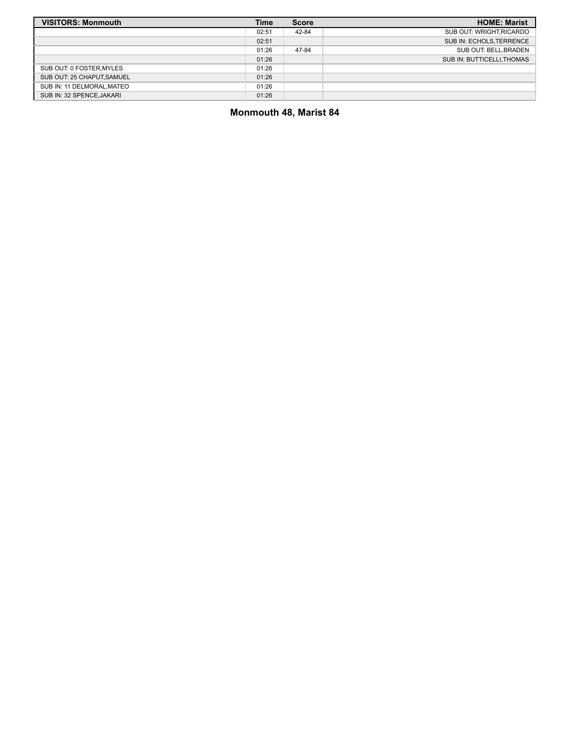| VISITORS: Monmouth | Time | Score | HOME: Marist |
| --- | --- | --- | --- |
| | 02:51 | 42-84 | SUB OUT: WRIGHT,RICARDO |
| | 02:51 | | SUB IN: ECHOLS,TERRENCE |
| | 01:26 | 47-84 | SUB OUT: BELL,BRADEN |
| | 01:26 | | SUB IN: BUTTICELLI,THOMAS |
| SUB OUT: 0 FOSTER,MYLES | 01:26 | | |
| SUB OUT: 25 CHAPUT,SAMUEL | 01:26 | | |
| SUB IN: 11 DELMORAL,MATEO | 01:26 | | |
| SUB IN: 32 SPENCE,JAKARI | 01:26 | | |

**Monmouth 48, Marist 84**